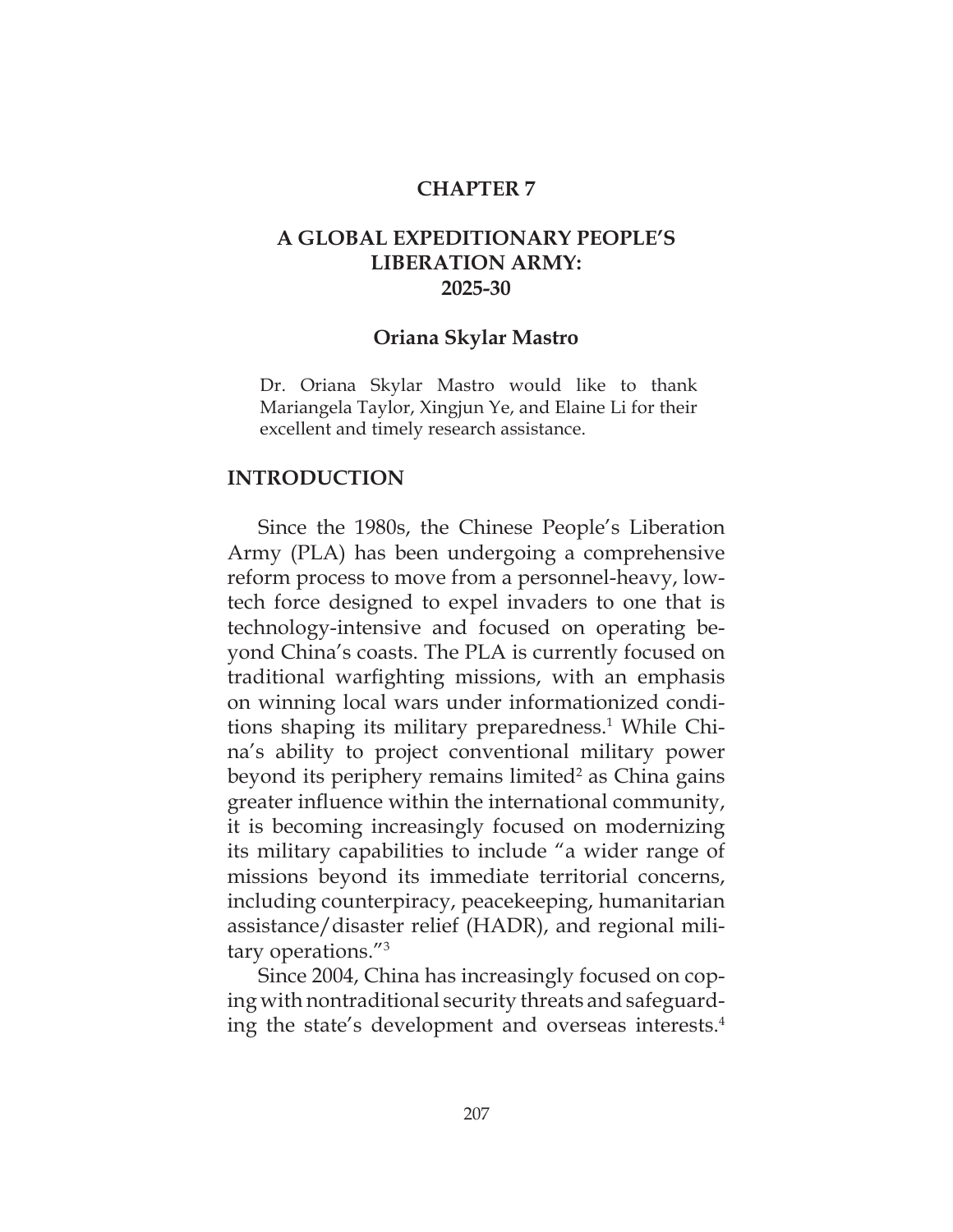# CHAPTER 7

## A GLOBAL EXPEDITIONARY PEOPLE'S LIBERATION ARMY: 2025-30

### Oriana Skylar Mastro

Dr. Oriana Skylar Mastro would like to thank Mariangela Taylor, Xingjun Ye, and Elaine Li for their excellent and timely research assistance.

## INTRODUCTION

Since the 1980s, the Chinese People's Liberation Army (PLA) has been undergoing a comprehensive reform process to move from a personnel-heavy, low-tech force designed to expel invaders to one that is technology-intensive and focused on operating beyond China's coasts. The PLA is currently focused on traditional warfighting missions, with an emphasis on winning local wars under informationized conditions shaping its military preparedness.[1] While China's ability to project conventional military power beyond its periphery remains limited[2] as China gains greater influence within the international community, it is becoming increasingly focused on modernizing its military capabilities to include "a wider range of missions beyond its immediate territorial concerns, including counterpiracy, peacekeeping, humanitarian assistance/disaster relief (HADR), and regional military operations."[3]

Since 2004, China has increasingly focused on coping with nontraditional security threats and safeguarding the state's development and overseas interests.[4]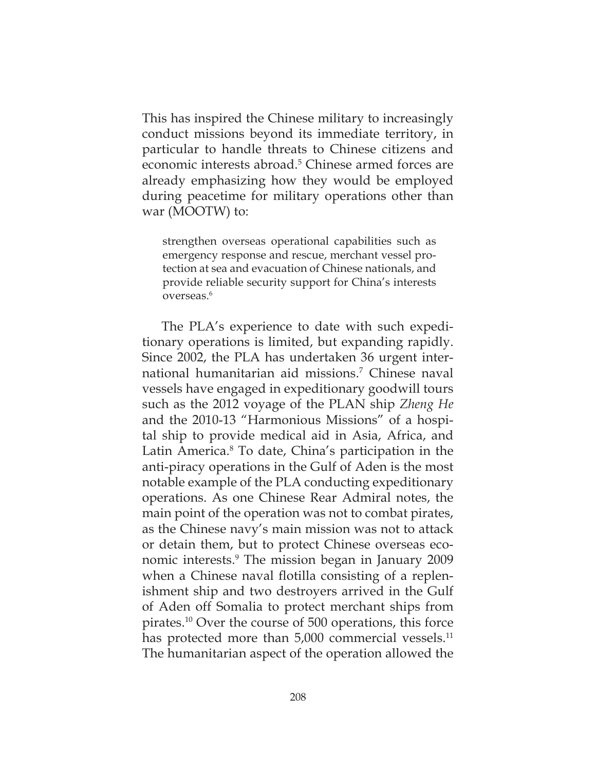This has inspired the Chinese military to increasingly conduct missions beyond its immediate territory, in particular to handle threats to Chinese citizens and economic interests abroad.[5] Chinese armed forces are already emphasizing how they would be employed during peacetime for military operations other than war (MOOTW) to:

> strengthen overseas operational capabilities such as emergency response and rescue, merchant vessel protection at sea and evacuation of Chinese nationals, and provide reliable security support for China's interests overseas.[6]

The PLA's experience to date with such expeditionary operations is limited, but expanding rapidly. Since 2002, the PLA has undertaken 36 urgent international humanitarian aid missions.[7] Chinese naval vessels have engaged in expeditionary goodwill tours such as the 2012 voyage of the PLAN ship *Zheng He* and the 2010-13 "Harmonious Missions" of a hospital ship to provide medical aid in Asia, Africa, and Latin America.[8] To date, China's participation in the anti-piracy operations in the Gulf of Aden is the most notable example of the PLA conducting expeditionary operations. As one Chinese Rear Admiral notes, the main point of the operation was not to combat pirates, as the Chinese navy's main mission was not to attack or detain them, but to protect Chinese overseas economic interests.[9] The mission began in January 2009 when a Chinese naval flotilla consisting of a replenishment ship and two destroyers arrived in the Gulf of Aden off Somalia to protect merchant ships from pirates.[10] Over the course of 500 operations, this force has protected more than 5,000 commercial vessels.[11] The humanitarian aspect of the operation allowed the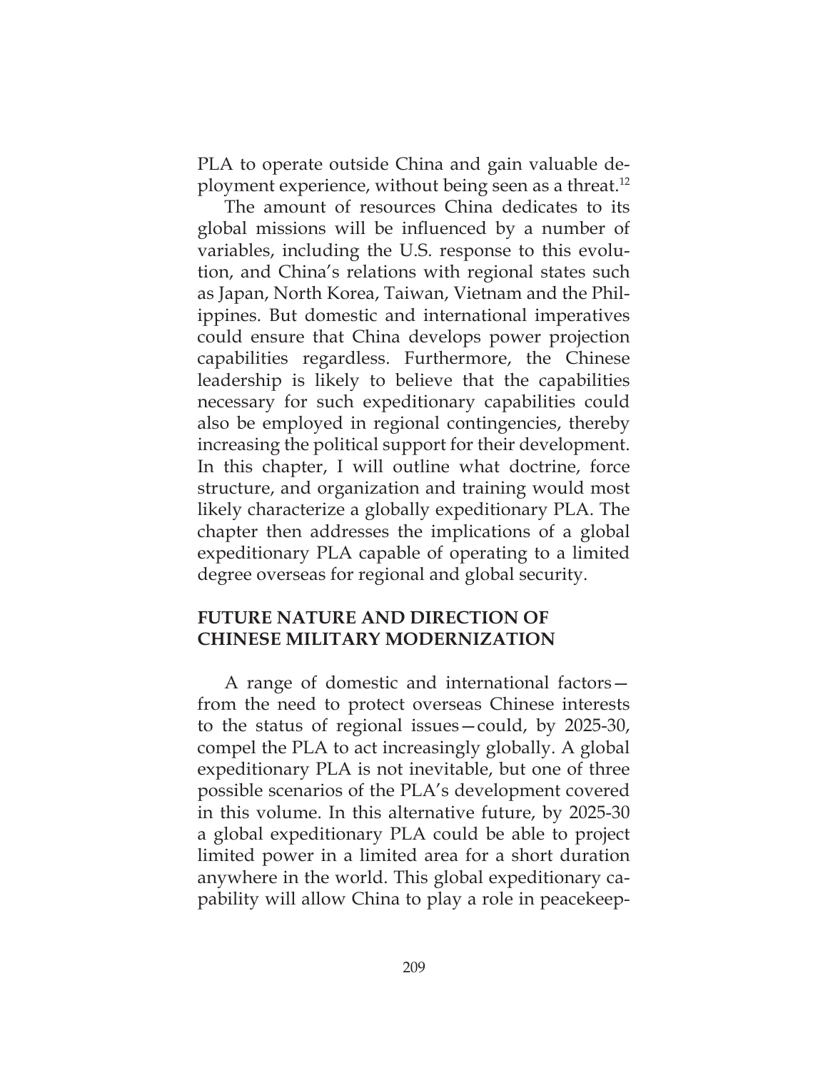PLA to operate outside China and gain valuable deployment experience, without being seen as a threat.[12]

The amount of resources China dedicates to its global missions will be influenced by a number of variables, including the U.S. response to this evolution, and China's relations with regional states such as Japan, North Korea, Taiwan, Vietnam and the Philippines. But domestic and international imperatives could ensure that China develops power projection capabilities regardless. Furthermore, the Chinese leadership is likely to believe that the capabilities necessary for such expeditionary capabilities could also be employed in regional contingencies, thereby increasing the political support for their development. In this chapter, I will outline what doctrine, force structure, and organization and training would most likely characterize a globally expeditionary PLA. The chapter then addresses the implications of a global expeditionary PLA capable of operating to a limited degree overseas for regional and global security.

## FUTURE NATURE AND DIRECTION OF CHINESE MILITARY MODERNIZATION

A range of domestic and international factors—from the need to protect overseas Chinese interests to the status of regional issues—could, by 2025-30, compel the PLA to act increasingly globally. A global expeditionary PLA is not inevitable, but one of three possible scenarios of the PLA's development covered in this volume. In this alternative future, by 2025-30 a global expeditionary PLA could be able to project limited power in a limited area for a short duration anywhere in the world. This global expeditionary capability will allow China to play a role in peacekeep-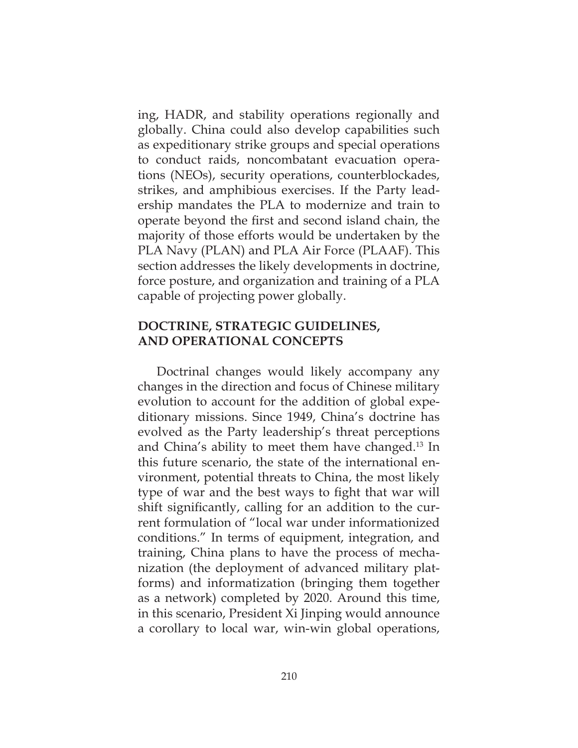ing, HADR, and stability operations regionally and globally. China could also develop capabilities such as expeditionary strike groups and special operations to conduct raids, noncombatant evacuation operations (NEOs), security operations, counterblockades, strikes, and amphibious exercises. If the Party leadership mandates the PLA to modernize and train to operate beyond the first and second island chain, the majority of those efforts would be undertaken by the PLA Navy (PLAN) and PLA Air Force (PLAAF). This section addresses the likely developments in doctrine, force posture, and organization and training of a PLA capable of projecting power globally.

## DOCTRINE, STRATEGIC GUIDELINES, AND OPERATIONAL CONCEPTS

Doctrinal changes would likely accompany any changes in the direction and focus of Chinese military evolution to account for the addition of global expeditionary missions. Since 1949, China's doctrine has evolved as the Party leadership's threat perceptions and China's ability to meet them have changed.[13] In this future scenario, the state of the international environment, potential threats to China, the most likely type of war and the best ways to fight that war will shift significantly, calling for an addition to the current formulation of "local war under informationized conditions." In terms of equipment, integration, and training, China plans to have the process of mechanization (the deployment of advanced military platforms) and informatization (bringing them together as a network) completed by 2020. Around this time, in this scenario, President Xi Jinping would announce a corollary to local war, win-win global operations,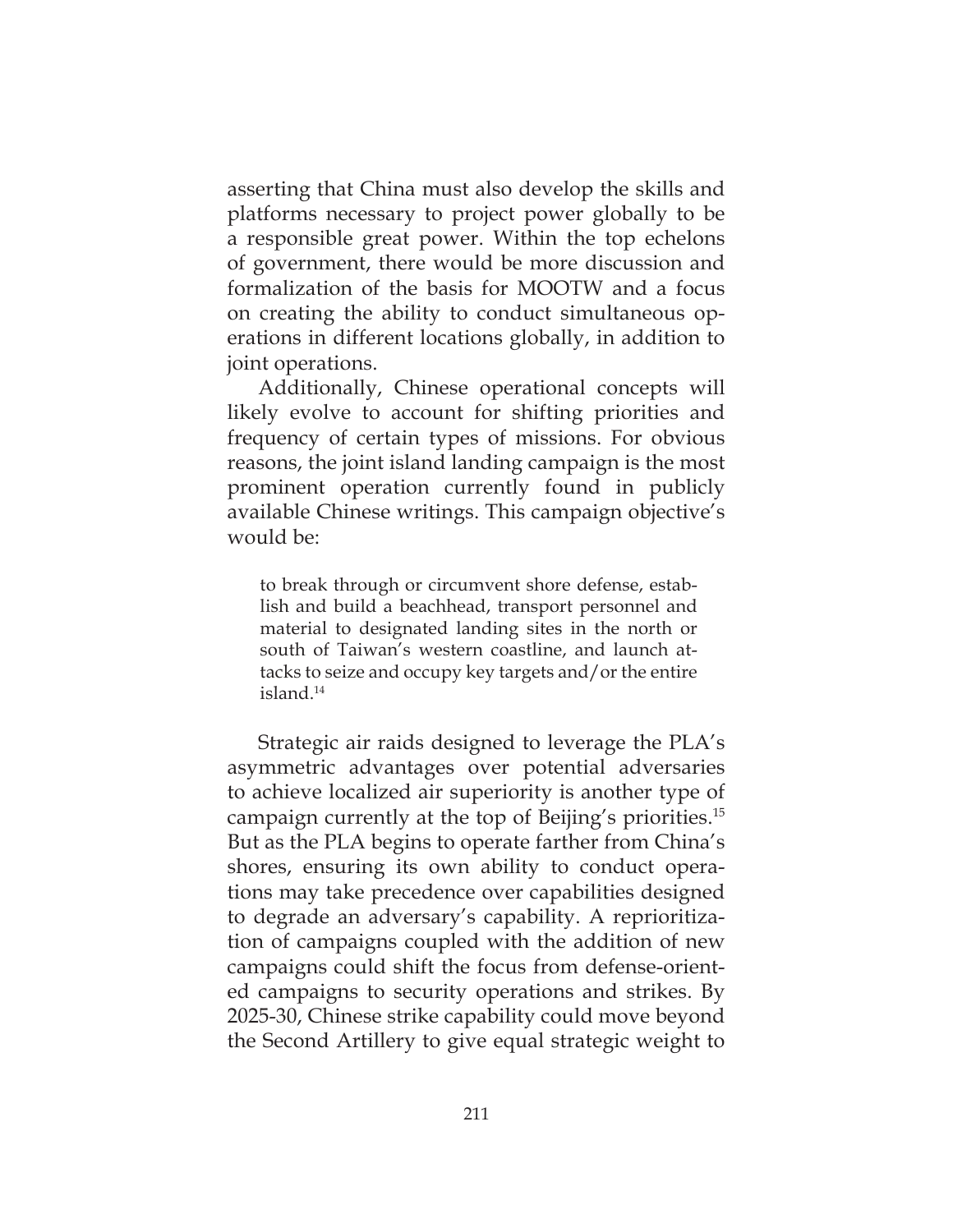asserting that China must also develop the skills and platforms necessary to project power globally to be a responsible great power. Within the top echelons of government, there would be more discussion and formalization of the basis for MOOTW and a focus on creating the ability to conduct simultaneous operations in different locations globally, in addition to joint operations.

Additionally, Chinese operational concepts will likely evolve to account for shifting priorities and frequency of certain types of missions. For obvious reasons, the joint island landing campaign is the most prominent operation currently found in publicly available Chinese writings. This campaign objective's would be:

> to break through or circumvent shore defense, establish and build a beachhead, transport personnel and material to designated landing sites in the north or south of Taiwan's western coastline, and launch attacks to seize and occupy key targets and/or the entire island.[14]

Strategic air raids designed to leverage the PLA's asymmetric advantages over potential adversaries to achieve localized air superiority is another type of campaign currently at the top of Beijing's priorities.[15] But as the PLA begins to operate farther from China's shores, ensuring its own ability to conduct operations may take precedence over capabilities designed to degrade an adversary's capability. A reprioritization of campaigns coupled with the addition of new campaigns could shift the focus from defense-oriented campaigns to security operations and strikes. By 2025-30, Chinese strike capability could move beyond the Second Artillery to give equal strategic weight to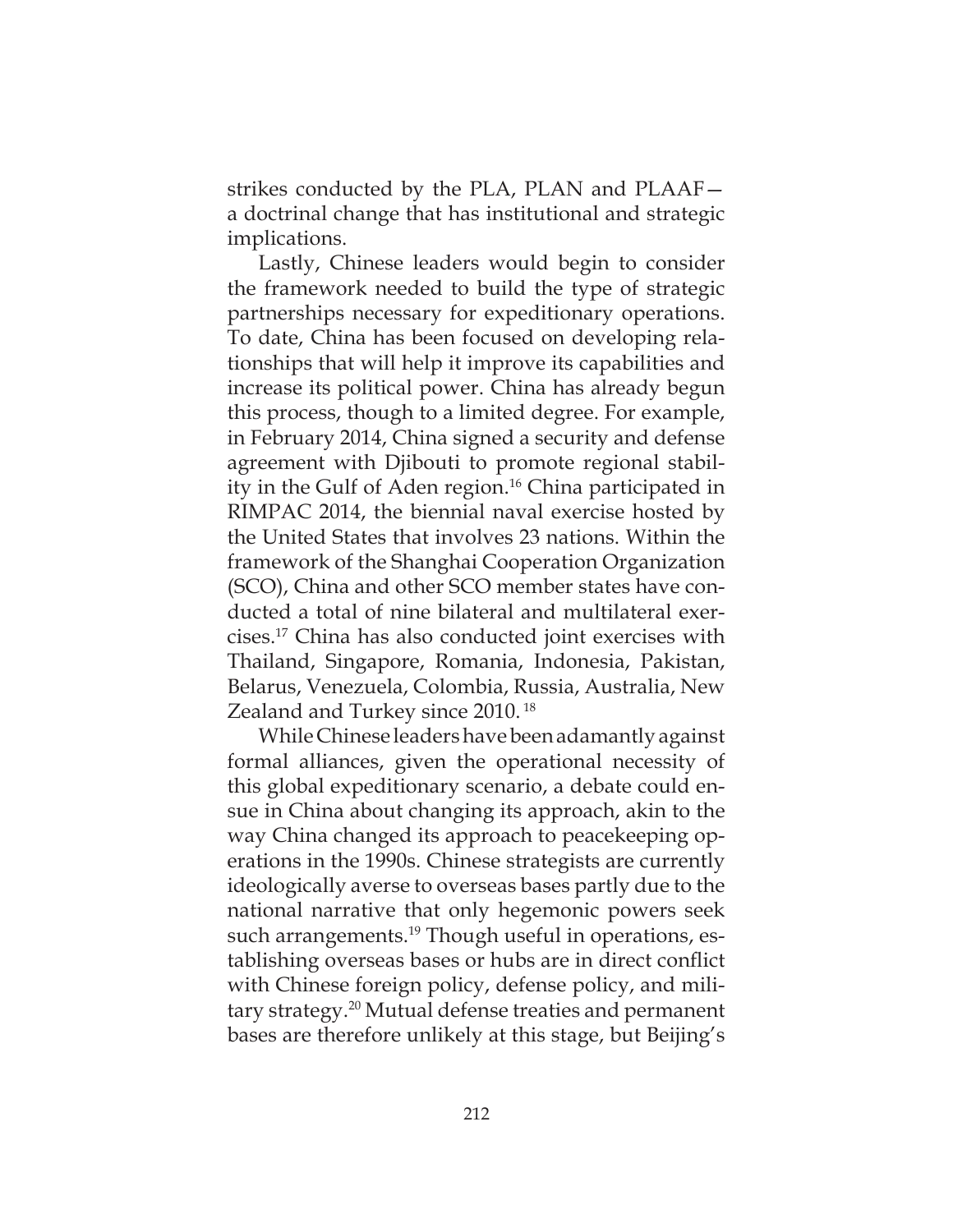strikes conducted by the PLA, PLAN and PLAAF—a doctrinal change that has institutional and strategic implications.

Lastly, Chinese leaders would begin to consider the framework needed to build the type of strategic partnerships necessary for expeditionary operations. To date, China has been focused on developing relationships that will help it improve its capabilities and increase its political power. China has already begun this process, though to a limited degree. For example, in February 2014, China signed a security and defense agreement with Djibouti to promote regional stability in the Gulf of Aden region.[16] China participated in RIMPAC 2014, the biennial naval exercise hosted by the United States that involves 23 nations. Within the framework of the Shanghai Cooperation Organization (SCO), China and other SCO member states have conducted a total of nine bilateral and multilateral exercises.[17] China has also conducted joint exercises with Thailand, Singapore, Romania, Indonesia, Pakistan, Belarus, Venezuela, Colombia, Russia, Australia, New Zealand and Turkey since 2010.[18]

While Chinese leaders have been adamantly against formal alliances, given the operational necessity of this global expeditionary scenario, a debate could ensue in China about changing its approach, akin to the way China changed its approach to peacekeeping operations in the 1990s. Chinese strategists are currently ideologically averse to overseas bases partly due to the national narrative that only hegemonic powers seek such arrangements.[19] Though useful in operations, establishing overseas bases or hubs are in direct conflict with Chinese foreign policy, defense policy, and military strategy.[20] Mutual defense treaties and permanent bases are therefore unlikely at this stage, but Beijing's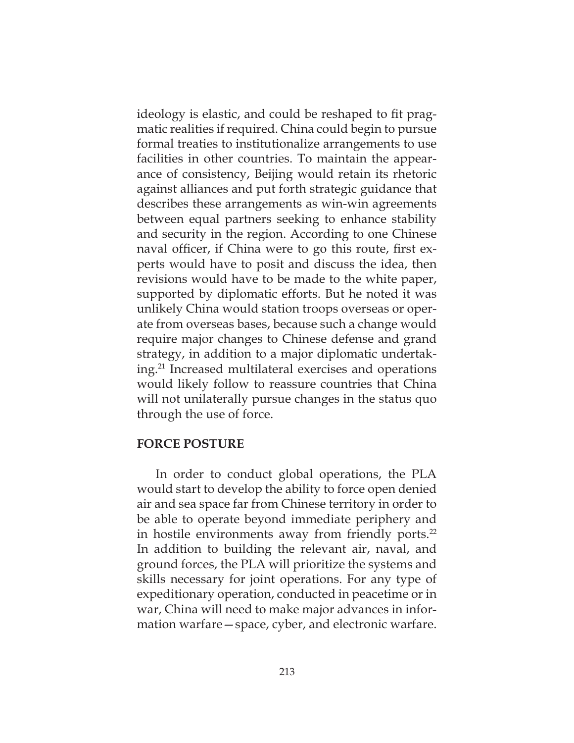ideology is elastic, and could be reshaped to fit pragmatic realities if required. China could begin to pursue formal treaties to institutionalize arrangements to use facilities in other countries. To maintain the appearance of consistency, Beijing would retain its rhetoric against alliances and put forth strategic guidance that describes these arrangements as win-win agreements between equal partners seeking to enhance stability and security in the region. According to one Chinese naval officer, if China were to go this route, first experts would have to posit and discuss the idea, then revisions would have to be made to the white paper, supported by diplomatic efforts. But he noted it was unlikely China would station troops overseas or operate from overseas bases, because such a change would require major changes to Chinese defense and grand strategy, in addition to a major diplomatic undertaking.[21] Increased multilateral exercises and operations would likely follow to reassure countries that China will not unilaterally pursue changes in the status quo through the use of force.

## FORCE POSTURE

In order to conduct global operations, the PLA would start to develop the ability to force open denied air and sea space far from Chinese territory in order to be able to operate beyond immediate periphery and in hostile environments away from friendly ports.[22] In addition to building the relevant air, naval, and ground forces, the PLA will prioritize the systems and skills necessary for joint operations. For any type of expeditionary operation, conducted in peacetime or in war, China will need to make major advances in information warfare—space, cyber, and electronic warfare.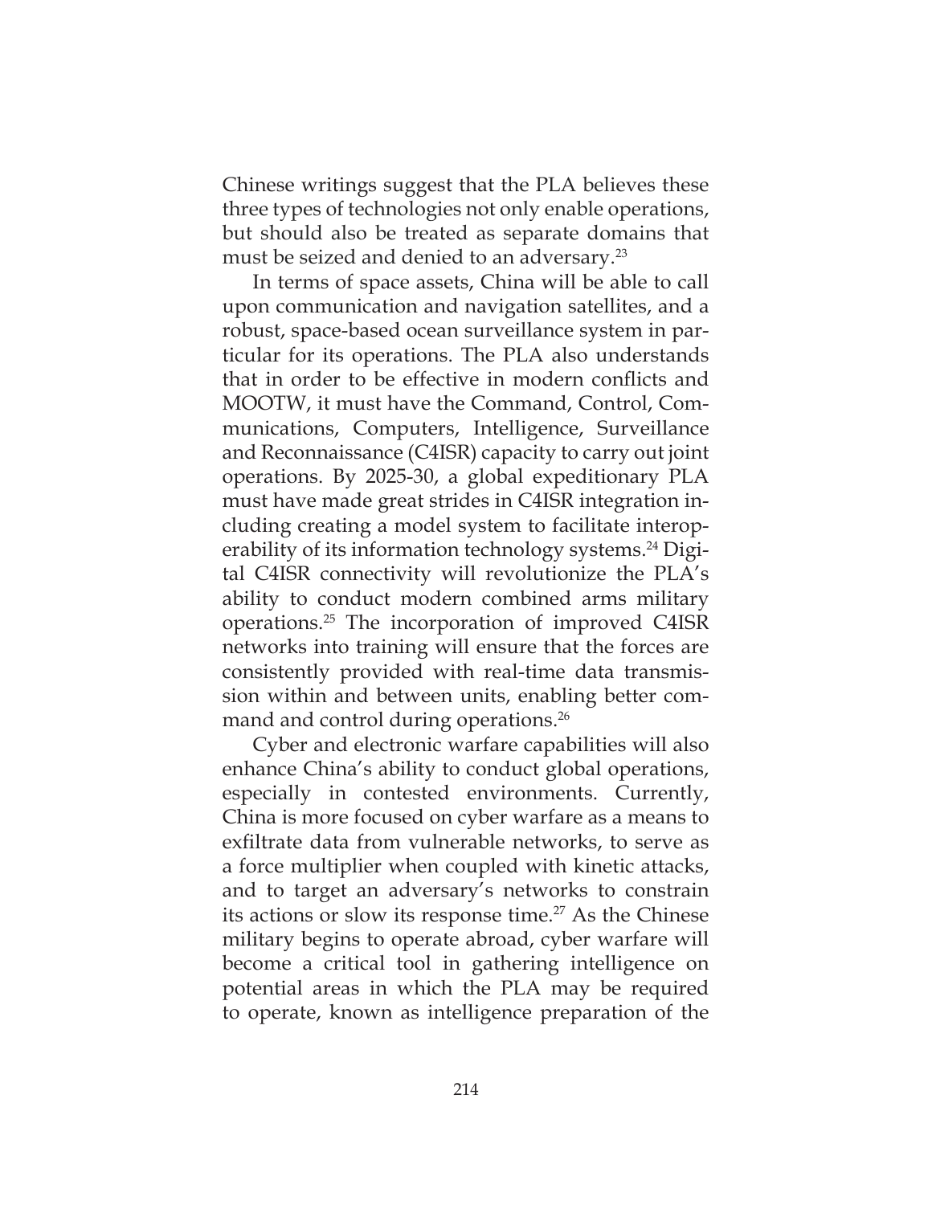Chinese writings suggest that the PLA believes these three types of technologies not only enable operations, but should also be treated as separate domains that must be seized and denied to an adversary.[23]

In terms of space assets, China will be able to call upon communication and navigation satellites, and a robust, space-based ocean surveillance system in particular for its operations. The PLA also understands that in order to be effective in modern conflicts and MOOTW, it must have the Command, Control, Communications, Computers, Intelligence, Surveillance and Reconnaissance (C4ISR) capacity to carry out joint operations. By 2025-30, a global expeditionary PLA must have made great strides in C4ISR integration including creating a model system to facilitate interoperability of its information technology systems.[24] Digital C4ISR connectivity will revolutionize the PLA's ability to conduct modern combined arms military operations.[25] The incorporation of improved C4ISR networks into training will ensure that the forces are consistently provided with real-time data transmission within and between units, enabling better command and control during operations.[26]

Cyber and electronic warfare capabilities will also enhance China's ability to conduct global operations, especially in contested environments. Currently, China is more focused on cyber warfare as a means to exfiltrate data from vulnerable networks, to serve as a force multiplier when coupled with kinetic attacks, and to target an adversary's networks to constrain its actions or slow its response time.[27] As the Chinese military begins to operate abroad, cyber warfare will become a critical tool in gathering intelligence on potential areas in which the PLA may be required to operate, known as intelligence preparation of the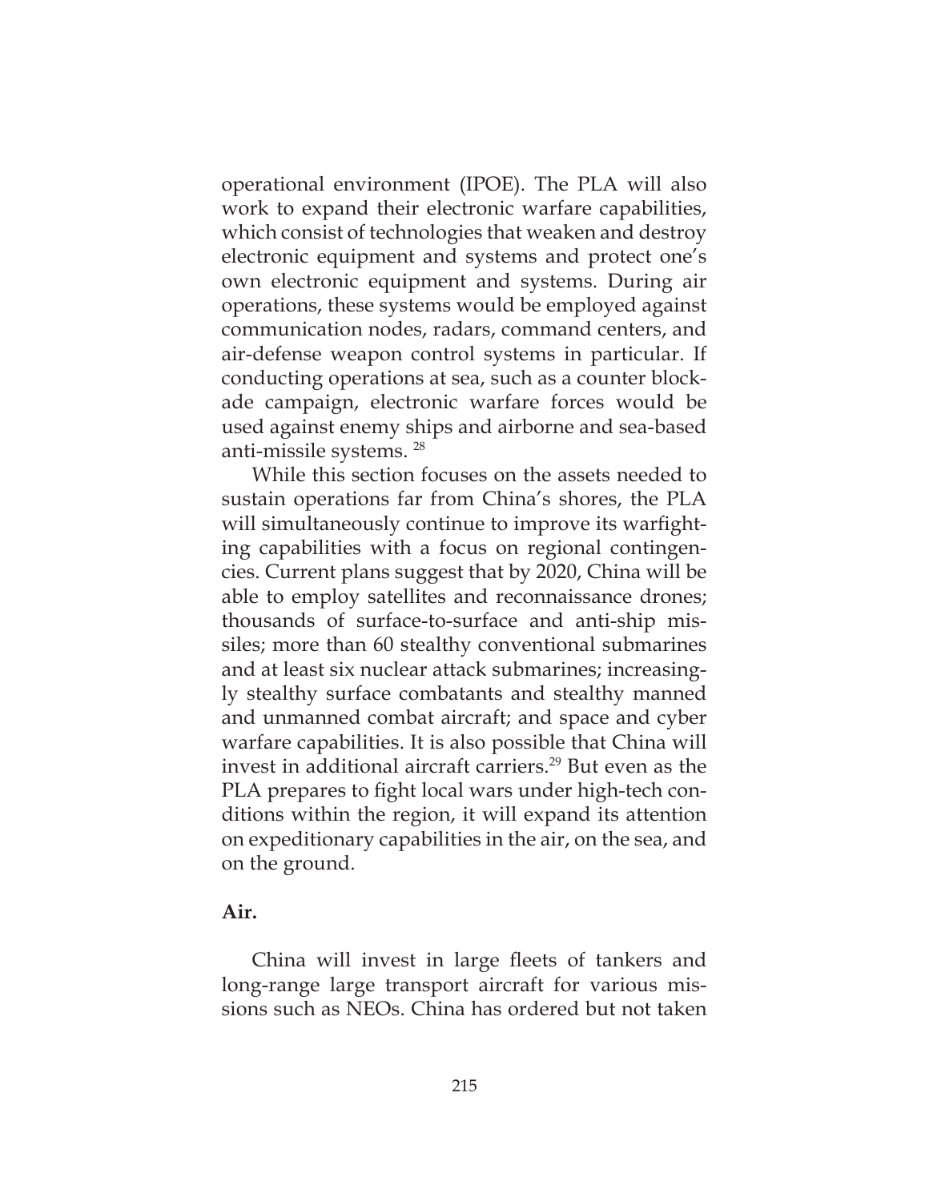operational environment (IPOE). The PLA will also work to expand their electronic warfare capabilities, which consist of technologies that weaken and destroy electronic equipment and systems and protect one's own electronic equipment and systems. During air operations, these systems would be employed against communication nodes, radars, command centers, and air-defense weapon control systems in particular. If conducting operations at sea, such as a counter blockade campaign, electronic warfare forces would be used against enemy ships and airborne and sea-based anti-missile systems. [28]

While this section focuses on the assets needed to sustain operations far from China's shores, the PLA will simultaneously continue to improve its warfighting capabilities with a focus on regional contingencies. Current plans suggest that by 2020, China will be able to employ satellites and reconnaissance drones; thousands of surface-to-surface and anti-ship missiles; more than 60 stealthy conventional submarines and at least six nuclear attack submarines; increasingly stealthy surface combatants and stealthy manned and unmanned combat aircraft; and space and cyber warfare capabilities. It is also possible that China will invest in additional aircraft carriers.[29] But even as the PLA prepares to fight local wars under high-tech conditions within the region, it will expand its attention on expeditionary capabilities in the air, on the sea, and on the ground.

**Air.**

China will invest in large fleets of tankers and long-range large transport aircraft for various missions such as NEOs. China has ordered but not taken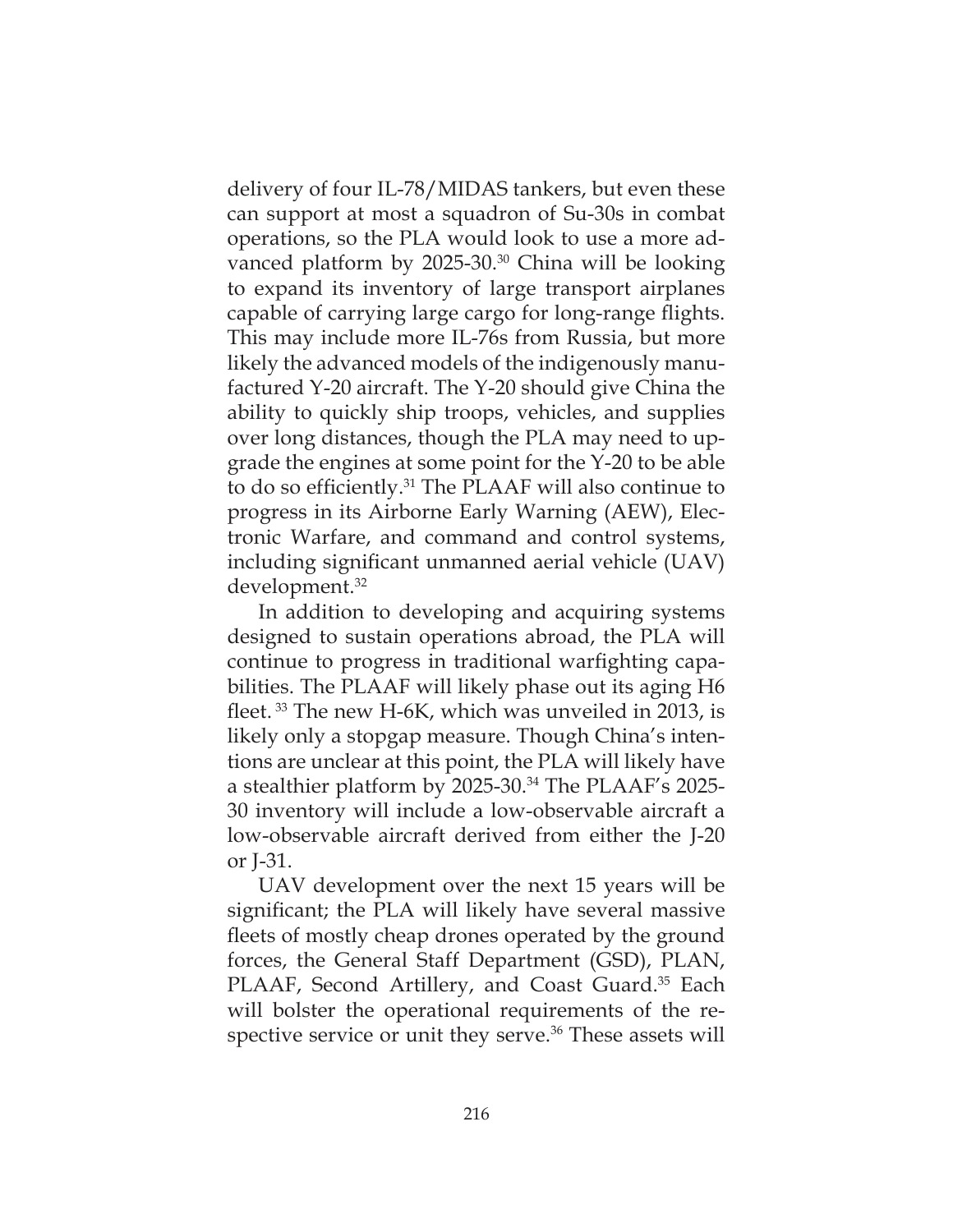delivery of four IL-78/MIDAS tankers, but even these can support at most a squadron of Su-30s in combat operations, so the PLA would look to use a more advanced platform by 2025-30.[30] China will be looking to expand its inventory of large transport airplanes capable of carrying large cargo for long-range flights. This may include more IL-76s from Russia, but more likely the advanced models of the indigenously manufactured Y-20 aircraft. The Y-20 should give China the ability to quickly ship troops, vehicles, and supplies over long distances, though the PLA may need to upgrade the engines at some point for the Y-20 to be able to do so efficiently.[31] The PLAAF will also continue to progress in its Airborne Early Warning (AEW), Electronic Warfare, and command and control systems, including significant unmanned aerial vehicle (UAV) development.[32]

In addition to developing and acquiring systems designed to sustain operations abroad, the PLA will continue to progress in traditional warfighting capabilities. The PLAAF will likely phase out its aging H6 fleet.[33] The new H-6K, which was unveiled in 2013, is likely only a stopgap measure. Though China's intentions are unclear at this point, the PLA will likely have a stealthier platform by 2025-30.[34] The PLAAF's 2025-30 inventory will include a low-observable aircraft a low-observable aircraft derived from either the J-20 or J-31.

UAV development over the next 15 years will be significant; the PLA will likely have several massive fleets of mostly cheap drones operated by the ground forces, the General Staff Department (GSD), PLAN, PLAAF, Second Artillery, and Coast Guard.[35] Each will bolster the operational requirements of the respective service or unit they serve.[36] These assets will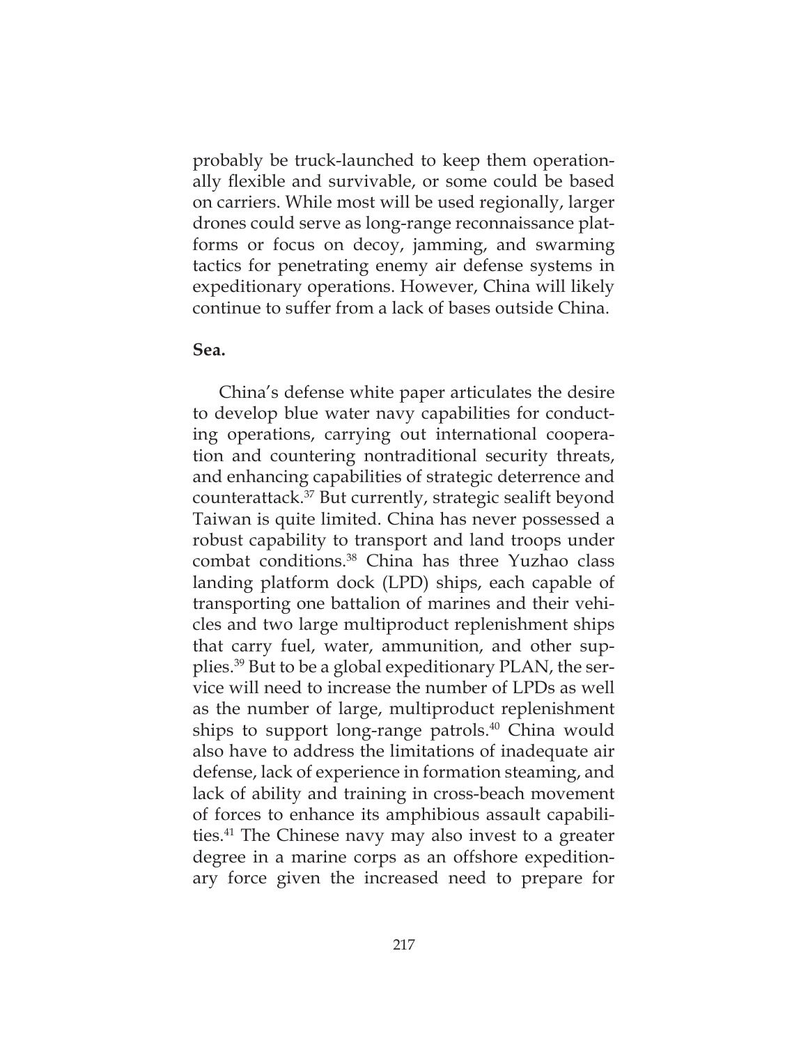probably be truck-launched to keep them operationally flexible and survivable, or some could be based on carriers. While most will be used regionally, larger drones could serve as long-range reconnaissance platforms or focus on decoy, jamming, and swarming tactics for penetrating enemy air defense systems in expeditionary operations. However, China will likely continue to suffer from a lack of bases outside China.

**Sea.**

China's defense white paper articulates the desire to develop blue water navy capabilities for conducting operations, carrying out international cooperation and countering nontraditional security threats, and enhancing capabilities of strategic deterrence and counterattack.[37] But currently, strategic sealift beyond Taiwan is quite limited. China has never possessed a robust capability to transport and land troops under combat conditions.[38] China has three Yuzhao class landing platform dock (LPD) ships, each capable of transporting one battalion of marines and their vehicles and two large multiproduct replenishment ships that carry fuel, water, ammunition, and other supplies.[39] But to be a global expeditionary PLAN, the service will need to increase the number of LPDs as well as the number of large, multiproduct replenishment ships to support long-range patrols.[40] China would also have to address the limitations of inadequate air defense, lack of experience in formation steaming, and lack of ability and training in cross-beach movement of forces to enhance its amphibious assault capabilities.[41] The Chinese navy may also invest to a greater degree in a marine corps as an offshore expeditionary force given the increased need to prepare for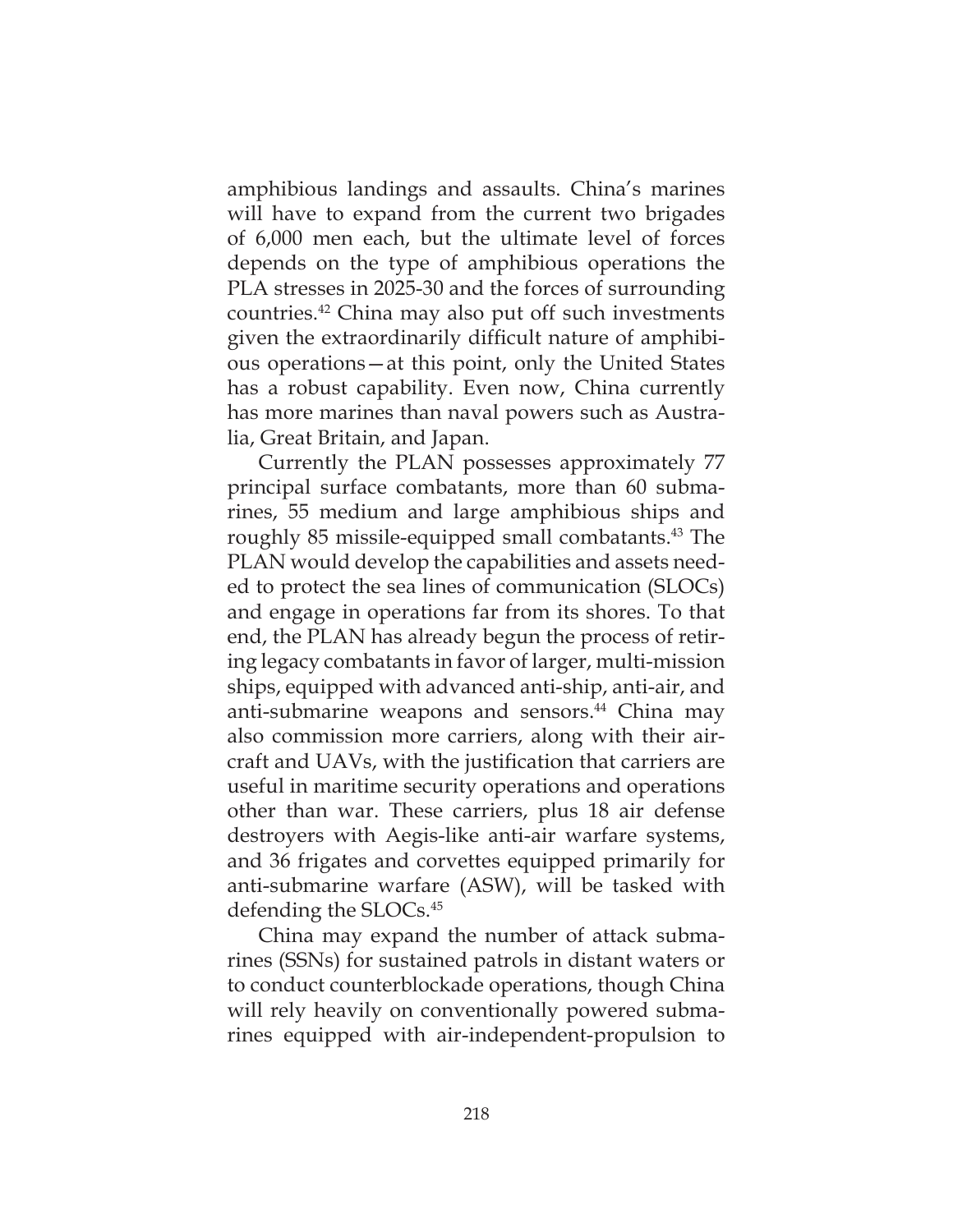amphibious landings and assaults. China's marines will have to expand from the current two brigades of 6,000 men each, but the ultimate level of forces depends on the type of amphibious operations the PLA stresses in 2025-30 and the forces of surrounding countries.[42] China may also put off such investments given the extraordinarily difficult nature of amphibious operations—at this point, only the United States has a robust capability. Even now, China currently has more marines than naval powers such as Australia, Great Britain, and Japan.

Currently the PLAN possesses approximately 77 principal surface combatants, more than 60 submarines, 55 medium and large amphibious ships and roughly 85 missile-equipped small combatants.[43] The PLAN would develop the capabilities and assets needed to protect the sea lines of communication (SLOCs) and engage in operations far from its shores. To that end, the PLAN has already begun the process of retiring legacy combatants in favor of larger, multi-mission ships, equipped with advanced anti-ship, anti-air, and anti-submarine weapons and sensors.[44] China may also commission more carriers, along with their aircraft and UAVs, with the justification that carriers are useful in maritime security operations and operations other than war. These carriers, plus 18 air defense destroyers with Aegis-like anti-air warfare systems, and 36 frigates and corvettes equipped primarily for anti-submarine warfare (ASW), will be tasked with defending the SLOCs.[45]

China may expand the number of attack submarines (SSNs) for sustained patrols in distant waters or to conduct counterblockade operations, though China will rely heavily on conventionally powered submarines equipped with air-independent-propulsion to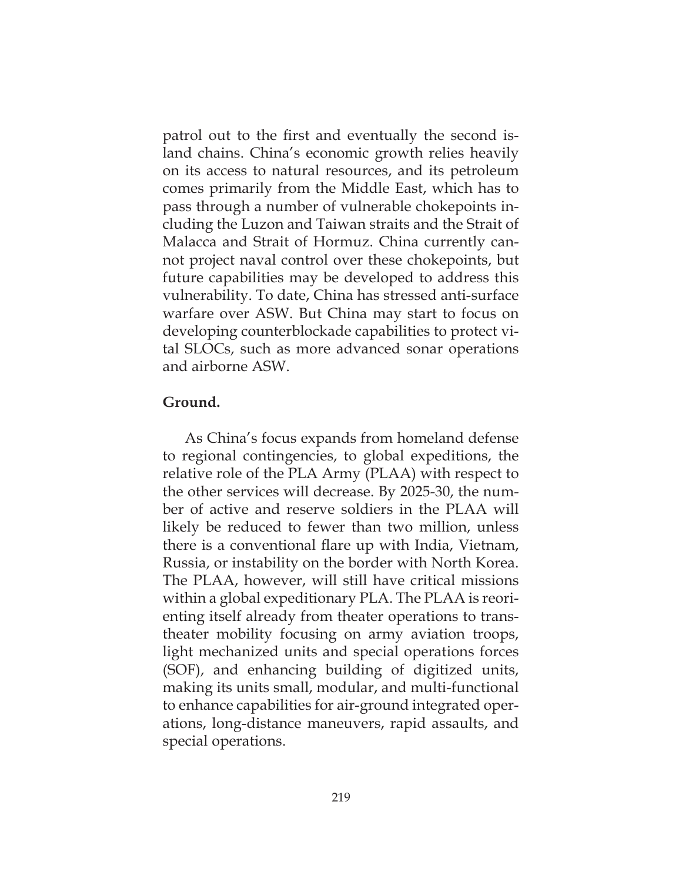patrol out to the first and eventually the second island chains. China's economic growth relies heavily on its access to natural resources, and its petroleum comes primarily from the Middle East, which has to pass through a number of vulnerable chokepoints including the Luzon and Taiwan straits and the Strait of Malacca and Strait of Hormuz. China currently cannot project naval control over these chokepoints, but future capabilities may be developed to address this vulnerability. To date, China has stressed anti-surface warfare over ASW. But China may start to focus on developing counterblockade capabilities to protect vital SLOCs, such as more advanced sonar operations and airborne ASW.

**Ground.**

As China's focus expands from homeland defense to regional contingencies, to global expeditions, the relative role of the PLA Army (PLAA) with respect to the other services will decrease. By 2025-30, the number of active and reserve soldiers in the PLAA will likely be reduced to fewer than two million, unless there is a conventional flare up with India, Vietnam, Russia, or instability on the border with North Korea. The PLAA, however, will still have critical missions within a global expeditionary PLA. The PLAA is reorienting itself already from theater operations to trans-theater mobility focusing on army aviation troops, light mechanized units and special operations forces (SOF), and enhancing building of digitized units, making its units small, modular, and multi-functional to enhance capabilities for air-ground integrated operations, long-distance maneuvers, rapid assaults, and special operations.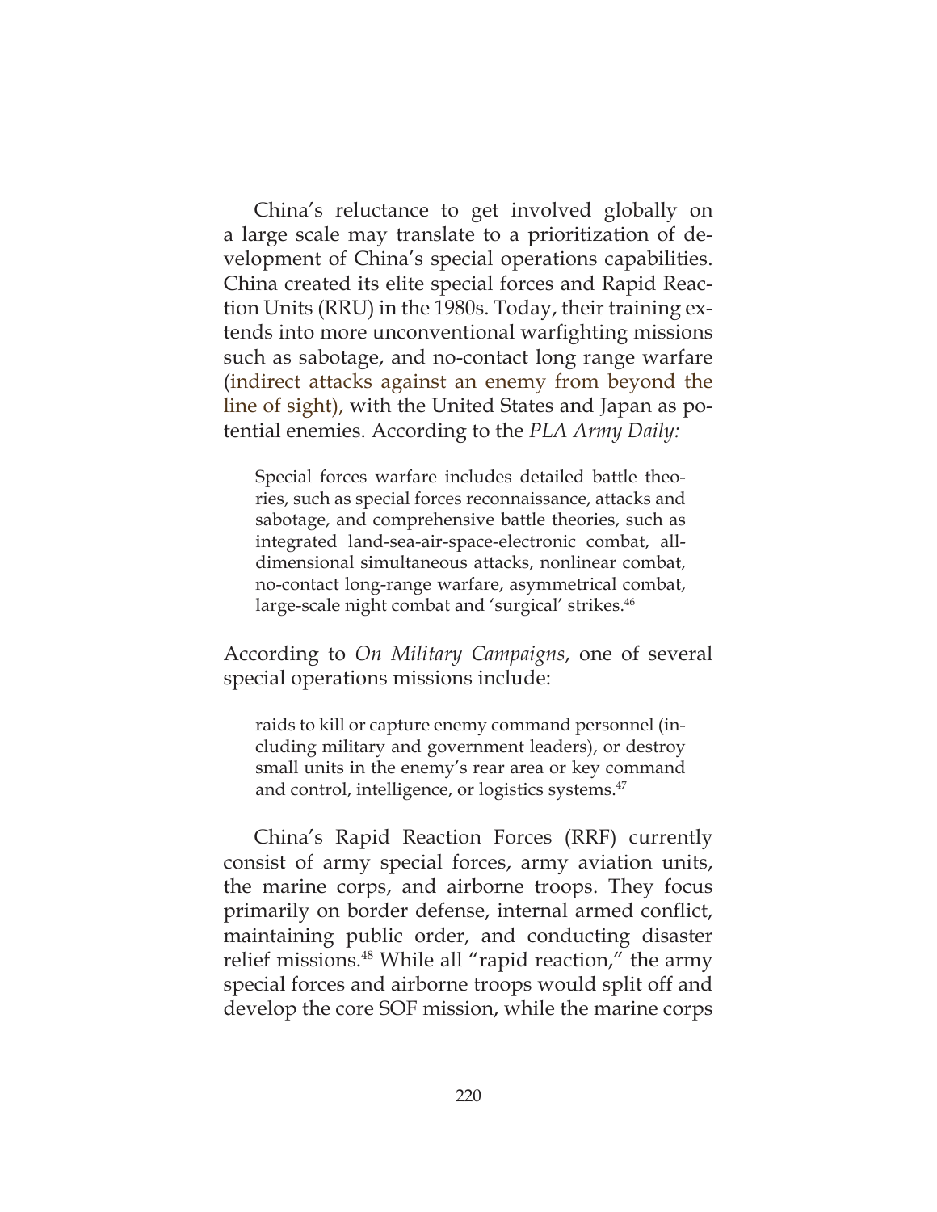China's reluctance to get involved globally on a large scale may translate to a prioritization of development of China's special operations capabilities. China created its elite special forces and Rapid Reaction Units (RRU) in the 1980s. Today, their training extends into more unconventional warfighting missions such as sabotage, and no-contact long range warfare (indirect attacks against an enemy from beyond the line of sight), with the United States and Japan as potential enemies. According to the *PLA Army Daily:*

> Special forces warfare includes detailed battle theories, such as special forces reconnaissance, attacks and sabotage, and comprehensive battle theories, such as integrated land-sea-air-space-electronic combat, all-dimensional simultaneous attacks, nonlinear combat, no-contact long-range warfare, asymmetrical combat, large-scale night combat and 'surgical' strikes.[46]

According to *On Military Campaigns*, one of several special operations missions include:

> raids to kill or capture enemy command personnel (including military and government leaders), or destroy small units in the enemy's rear area or key command and control, intelligence, or logistics systems.[47]

China's Rapid Reaction Forces (RRF) currently consist of army special forces, army aviation units, the marine corps, and airborne troops. They focus primarily on border defense, internal armed conflict, maintaining public order, and conducting disaster relief missions.[48] While all "rapid reaction," the army special forces and airborne troops would split off and develop the core SOF mission, while the marine corps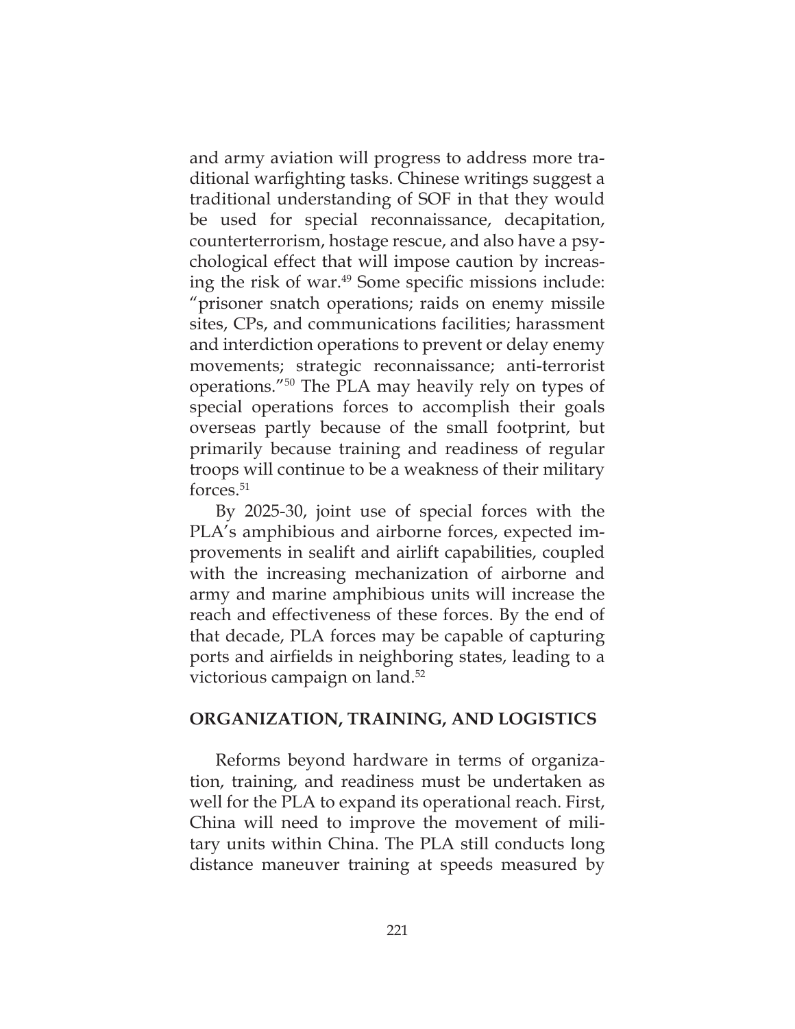and army aviation will progress to address more traditional warfighting tasks. Chinese writings suggest a traditional understanding of SOF in that they would be used for special reconnaissance, decapitation, counterterrorism, hostage rescue, and also have a psychological effect that will impose caution by increasing the risk of war.[49] Some specific missions include: "prisoner snatch operations; raids on enemy missile sites, CPs, and communications facilities; harassment and interdiction operations to prevent or delay enemy movements; strategic reconnaissance; anti-terrorist operations."[50] The PLA may heavily rely on types of special operations forces to accomplish their goals overseas partly because of the small footprint, but primarily because training and readiness of regular troops will continue to be a weakness of their military forces.[51]

By 2025-30, joint use of special forces with the PLA's amphibious and airborne forces, expected improvements in sealift and airlift capabilities, coupled with the increasing mechanization of airborne and army and marine amphibious units will increase the reach and effectiveness of these forces. By the end of that decade, PLA forces may be capable of capturing ports and airfields in neighboring states, leading to a victorious campaign on land.[52]

## ORGANIZATION, TRAINING, AND LOGISTICS

Reforms beyond hardware in terms of organization, training, and readiness must be undertaken as well for the PLA to expand its operational reach. First, China will need to improve the movement of military units within China. The PLA still conducts long distance maneuver training at speeds measured by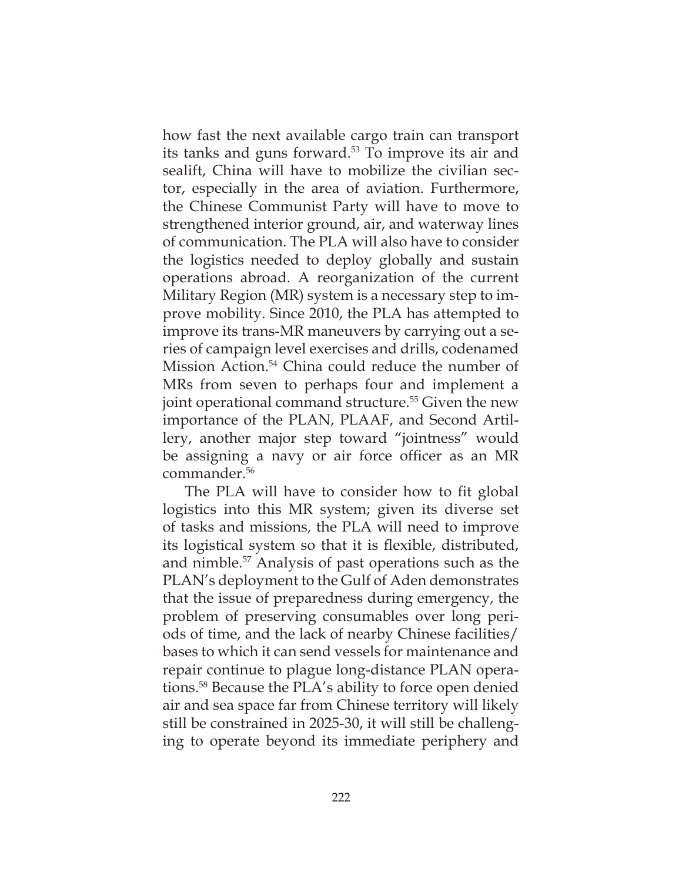how fast the next available cargo train can transport its tanks and guns forward.[53] To improve its air and sealift, China will have to mobilize the civilian sector, especially in the area of aviation. Furthermore, the Chinese Communist Party will have to move to strengthened interior ground, air, and waterway lines of communication. The PLA will also have to consider the logistics needed to deploy globally and sustain operations abroad. A reorganization of the current Military Region (MR) system is a necessary step to improve mobility. Since 2010, the PLA has attempted to improve its trans-MR maneuvers by carrying out a series of campaign level exercises and drills, codenamed Mission Action.[54] China could reduce the number of MRs from seven to perhaps four and implement a joint operational command structure.[55] Given the new importance of the PLAN, PLAAF, and Second Artillery, another major step toward "jointness" would be assigning a navy or air force officer as an MR commander.[56]

The PLA will have to consider how to fit global logistics into this MR system; given its diverse set of tasks and missions, the PLA will need to improve its logistical system so that it is flexible, distributed, and nimble.[57] Analysis of past operations such as the PLAN's deployment to the Gulf of Aden demonstrates that the issue of preparedness during emergency, the problem of preserving consumables over long periods of time, and the lack of nearby Chinese facilities/bases to which it can send vessels for maintenance and repair continue to plague long-distance PLAN operations.[58] Because the PLA's ability to force open denied air and sea space far from Chinese territory will likely still be constrained in 2025-30, it will still be challenging to operate beyond its immediate periphery and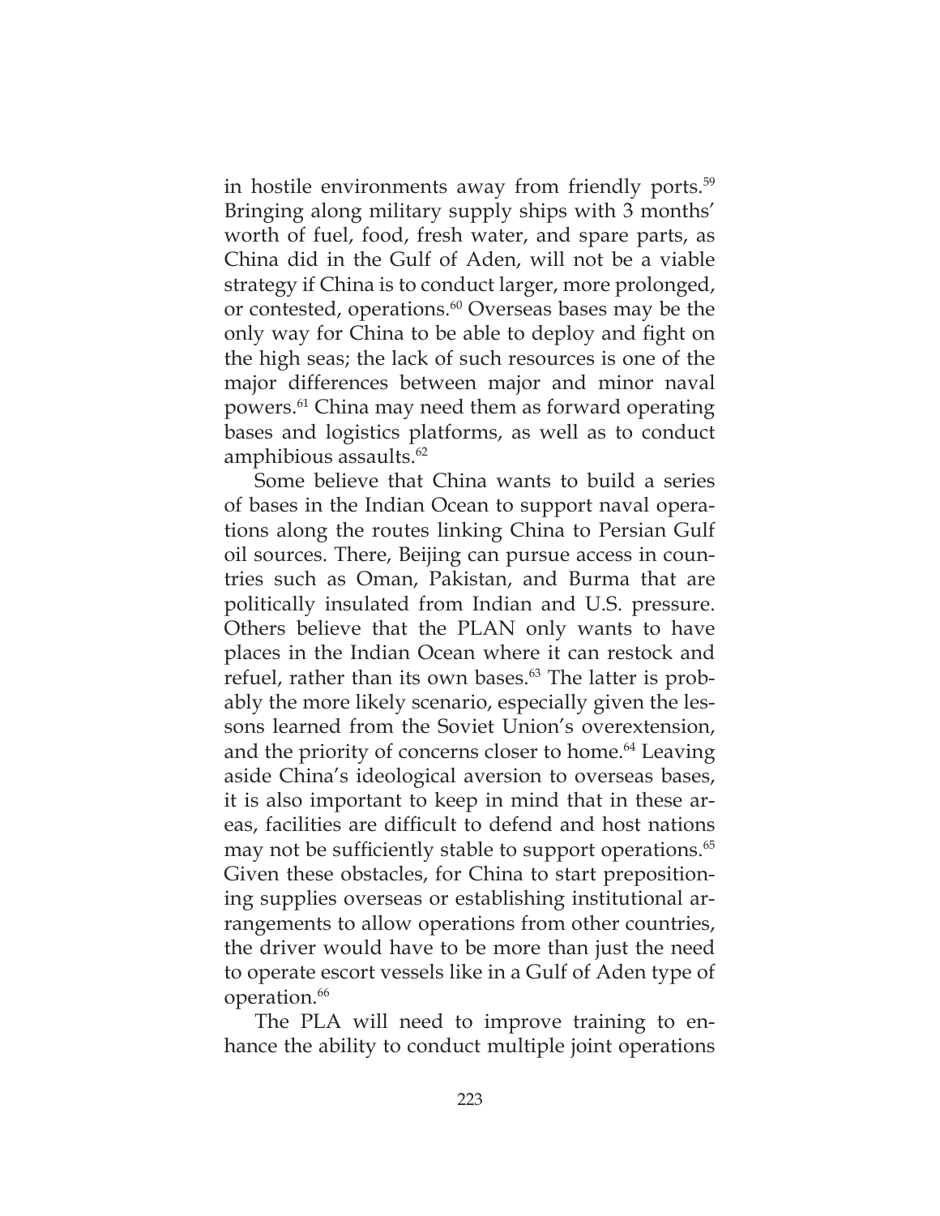in hostile environments away from friendly ports.[59] Bringing along military supply ships with 3 months' worth of fuel, food, fresh water, and spare parts, as China did in the Gulf of Aden, will not be a viable strategy if China is to conduct larger, more prolonged, or contested, operations.[60] Overseas bases may be the only way for China to be able to deploy and fight on the high seas; the lack of such resources is one of the major differences between major and minor naval powers.[61] China may need them as forward operating bases and logistics platforms, as well as to conduct amphibious assaults.[62]

Some believe that China wants to build a series of bases in the Indian Ocean to support naval operations along the routes linking China to Persian Gulf oil sources. There, Beijing can pursue access in countries such as Oman, Pakistan, and Burma that are politically insulated from Indian and U.S. pressure. Others believe that the PLAN only wants to have places in the Indian Ocean where it can restock and refuel, rather than its own bases.[63] The latter is probably the more likely scenario, especially given the lessons learned from the Soviet Union's overextension, and the priority of concerns closer to home.[64] Leaving aside China's ideological aversion to overseas bases, it is also important to keep in mind that in these areas, facilities are difficult to defend and host nations may not be sufficiently stable to support operations.[65] Given these obstacles, for China to start prepositioning supplies overseas or establishing institutional arrangements to allow operations from other countries, the driver would have to be more than just the need to operate escort vessels like in a Gulf of Aden type of operation.[66]

The PLA will need to improve training to enhance the ability to conduct multiple joint operations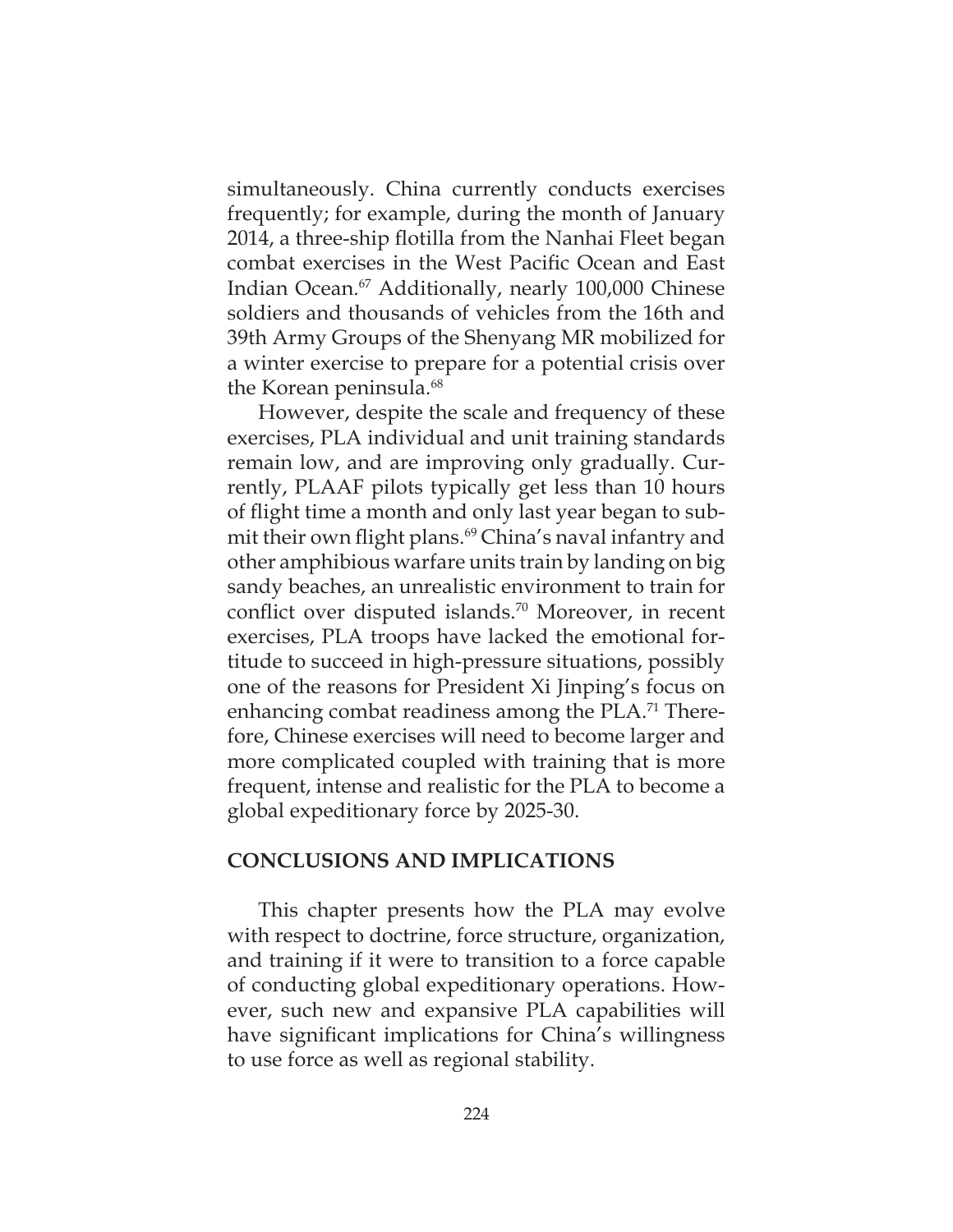simultaneously. China currently conducts exercises frequently; for example, during the month of January 2014, a three-ship flotilla from the Nanhai Fleet began combat exercises in the West Pacific Ocean and East Indian Ocean.[67] Additionally, nearly 100,000 Chinese soldiers and thousands of vehicles from the 16th and 39th Army Groups of the Shenyang MR mobilized for a winter exercise to prepare for a potential crisis over the Korean peninsula.[68]

However, despite the scale and frequency of these exercises, PLA individual and unit training standards remain low, and are improving only gradually. Currently, PLAAF pilots typically get less than 10 hours of flight time a month and only last year began to submit their own flight plans.[69] China's naval infantry and other amphibious warfare units train by landing on big sandy beaches, an unrealistic environment to train for conflict over disputed islands.[70] Moreover, in recent exercises, PLA troops have lacked the emotional fortitude to succeed in high-pressure situations, possibly one of the reasons for President Xi Jinping's focus on enhancing combat readiness among the PLA.[71] Therefore, Chinese exercises will need to become larger and more complicated coupled with training that is more frequent, intense and realistic for the PLA to become a global expeditionary force by 2025-30.

## CONCLUSIONS AND IMPLICATIONS

This chapter presents how the PLA may evolve with respect to doctrine, force structure, organization, and training if it were to transition to a force capable of conducting global expeditionary operations. However, such new and expansive PLA capabilities will have significant implications for China's willingness to use force as well as regional stability.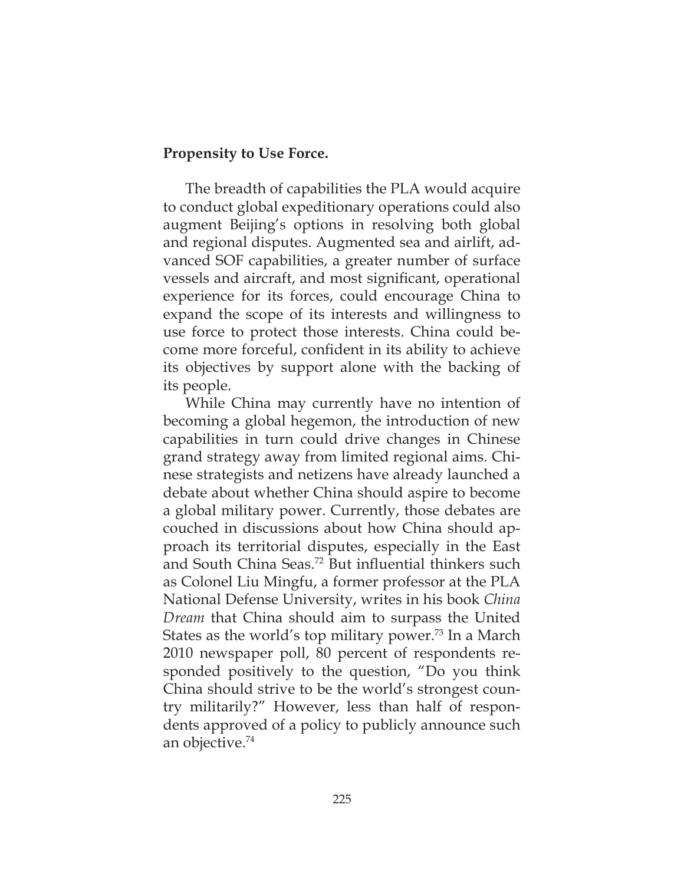**Propensity to Use Force.**

The breadth of capabilities the PLA would acquire to conduct global expeditionary operations could also augment Beijing's options in resolving both global and regional disputes. Augmented sea and airlift, advanced SOF capabilities, a greater number of surface vessels and aircraft, and most significant, operational experience for its forces, could encourage China to expand the scope of its interests and willingness to use force to protect those interests. China could become more forceful, confident in its ability to achieve its objectives by support alone with the backing of its people.

While China may currently have no intention of becoming a global hegemon, the introduction of new capabilities in turn could drive changes in Chinese grand strategy away from limited regional aims. Chinese strategists and netizens have already launched a debate about whether China should aspire to become a global military power. Currently, those debates are couched in discussions about how China should approach its territorial disputes, especially in the East and South China Seas.[72] But influential thinkers such as Colonel Liu Mingfu, a former professor at the PLA National Defense University, writes in his book *China Dream* that China should aim to surpass the United States as the world's top military power.[73] In a March 2010 newspaper poll, 80 percent of respondents responded positively to the question, "Do you think China should strive to be the world's strongest country militarily?" However, less than half of respondents approved of a policy to publicly announce such an objective.[74]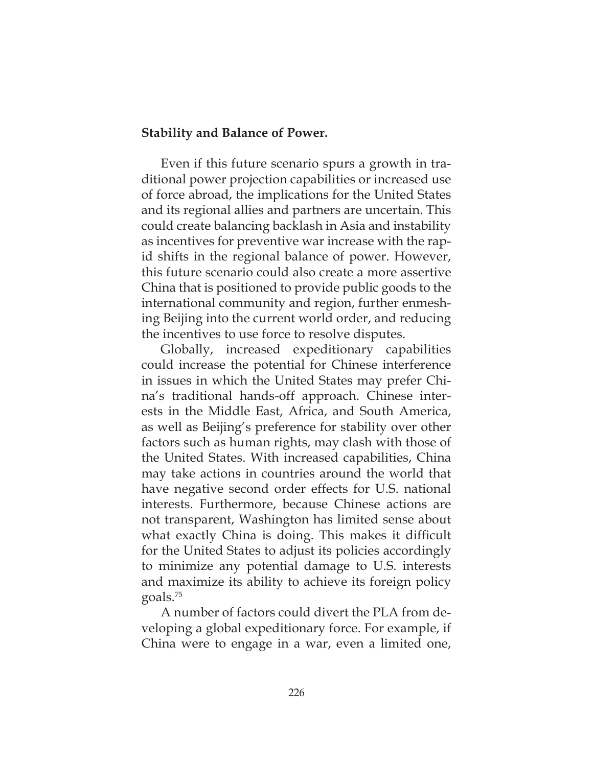**Stability and Balance of Power.**

Even if this future scenario spurs a growth in traditional power projection capabilities or increased use of force abroad, the implications for the United States and its regional allies and partners are uncertain. This could create balancing backlash in Asia and instability as incentives for preventive war increase with the rapid shifts in the regional balance of power. However, this future scenario could also create a more assertive China that is positioned to provide public goods to the international community and region, further enmeshing Beijing into the current world order, and reducing the incentives to use force to resolve disputes.

Globally, increased expeditionary capabilities could increase the potential for Chinese interference in issues in which the United States may prefer China's traditional hands-off approach. Chinese interests in the Middle East, Africa, and South America, as well as Beijing's preference for stability over other factors such as human rights, may clash with those of the United States. With increased capabilities, China may take actions in countries around the world that have negative second order effects for U.S. national interests. Furthermore, because Chinese actions are not transparent, Washington has limited sense about what exactly China is doing. This makes it difficult for the United States to adjust its policies accordingly to minimize any potential damage to U.S. interests and maximize its ability to achieve its foreign policy goals.[75]

A number of factors could divert the PLA from developing a global expeditionary force. For example, if China were to engage in a war, even a limited one,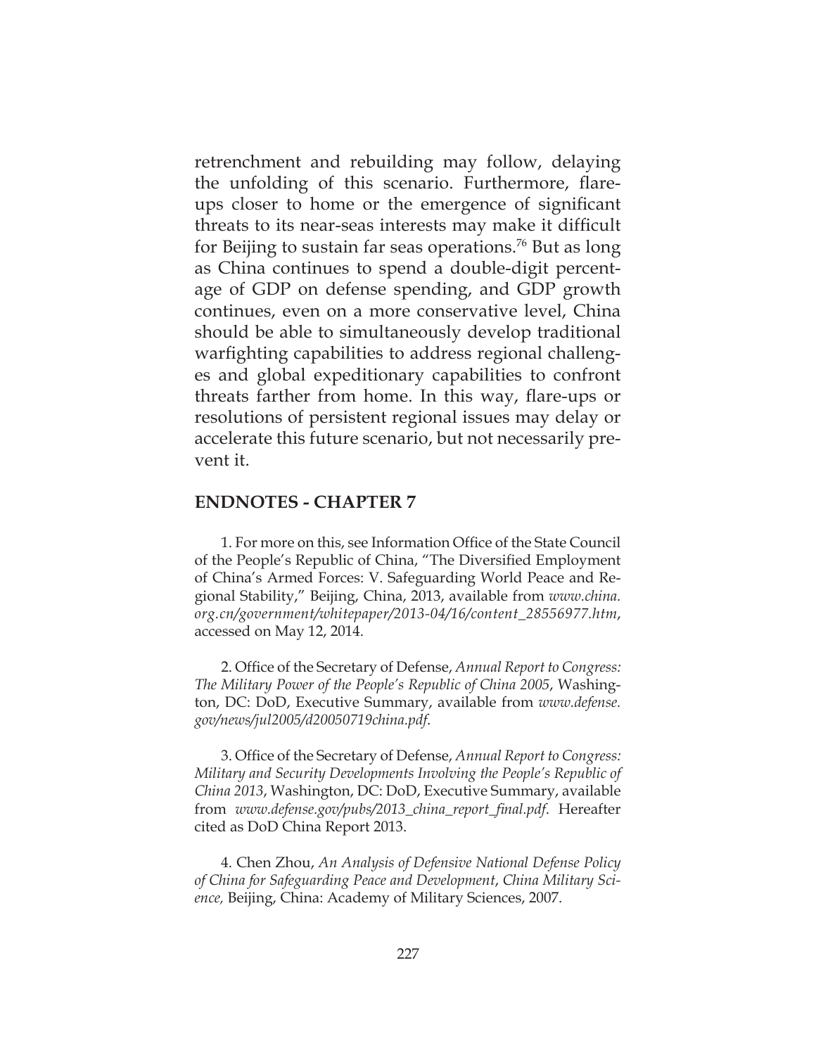retrenchment and rebuilding may follow, delaying the unfolding of this scenario. Furthermore, flare-ups closer to home or the emergence of significant threats to its near-seas interests may make it difficult for Beijing to sustain far seas operations.[76] But as long as China continues to spend a double-digit percentage of GDP on defense spending, and GDP growth continues, even on a more conservative level, China should be able to simultaneously develop traditional warfighting capabilities to address regional challenges and global expeditionary capabilities to confront threats farther from home. In this way, flare-ups or resolutions of persistent regional issues may delay or accelerate this future scenario, but not necessarily prevent it.

## ENDNOTES - CHAPTER 7

1. For more on this, see Information Office of the State Council of the People's Republic of China, "The Diversified Employment of China's Armed Forces: V. Safeguarding World Peace and Regional Stability," Beijing, China, 2013, available from *www.china.org.cn/government/whitepaper/2013-04/16/content_28556977.htm*, accessed on May 12, 2014.

2. Office of the Secretary of Defense, *Annual Report to Congress: The Military Power of the People's Republic of China 2005*, Washington, DC: DoD, Executive Summary, available from *www.defense.gov/news/jul2005/d20050719china.pdf*.

3. Office of the Secretary of Defense, *Annual Report to Congress: Military and Security Developments Involving the People's Republic of China 2013*, Washington, DC: DoD, Executive Summary, available from *www.defense.gov/pubs/2013_china_report_final.pdf*. Hereafter cited as DoD China Report 2013.

4. Chen Zhou, *An Analysis of Defensive National Defense Policy of China for Safeguarding Peace and Development*, *China Military Science,* Beijing, China: Academy of Military Sciences, 2007.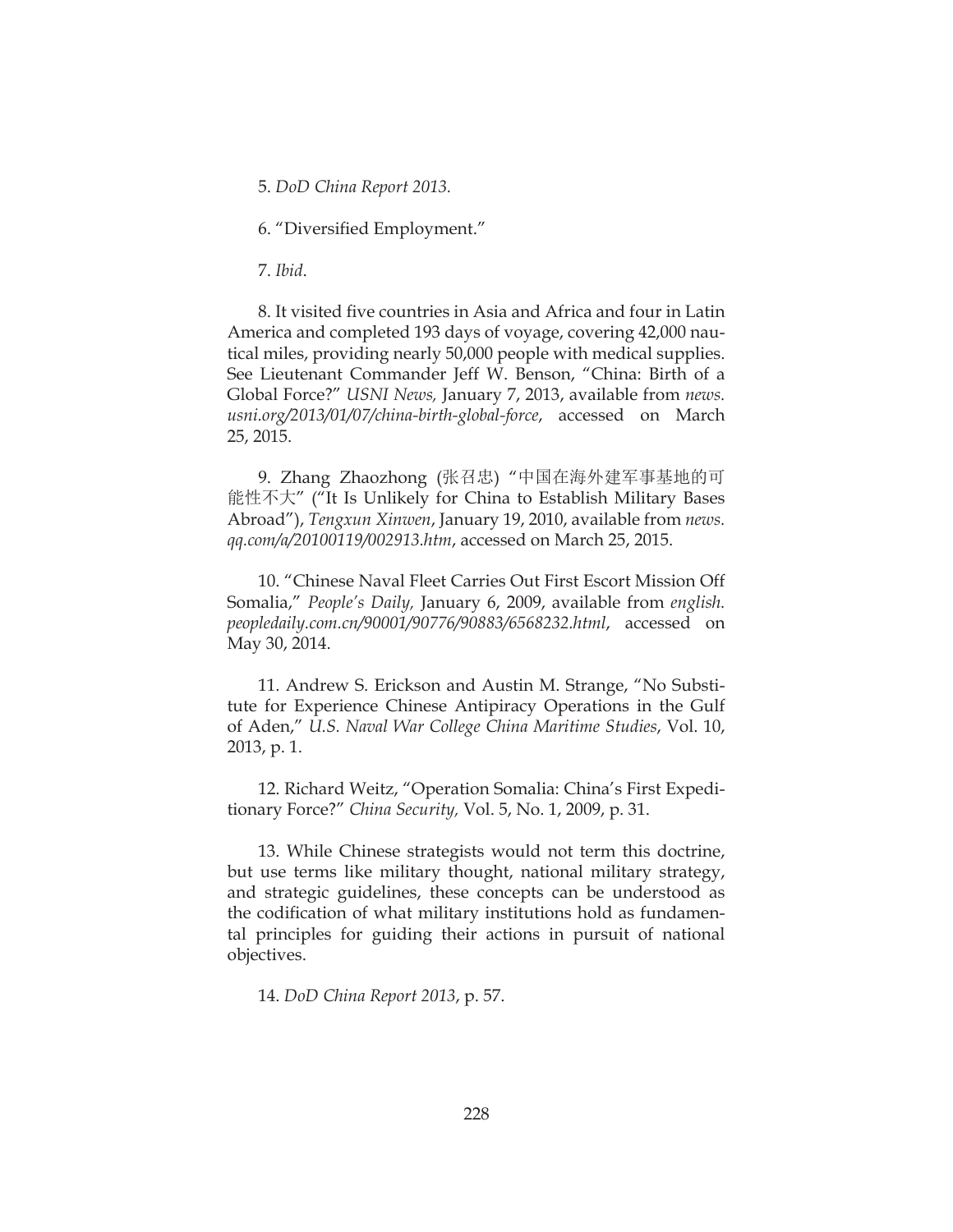5. *DoD China Report 2013.*

6. "Diversified Employment."

7. *Ibid.*

8. It visited five countries in Asia and Africa and four in Latin America and completed 193 days of voyage, covering 42,000 nautical miles, providing nearly 50,000 people with medical supplies. See Lieutenant Commander Jeff W. Benson, "China: Birth of a Global Force?" *USNI News,* January 7, 2013, available from *news.usni.org/2013/01/07/china-birth-global-force*, accessed on March 25, 2015.

9. Zhang Zhaozhong (张召忠) "中国在海外建军事基地的可能性不大" ("It Is Unlikely for China to Establish Military Bases Abroad"), *Tengxun Xinwen*, January 19, 2010, available from *news.qq.com/a/20100119/002913.htm*, accessed on March 25, 2015.

10. "Chinese Naval Fleet Carries Out First Escort Mission Off Somalia," *People's Daily,* January 6, 2009, available from *english.peopledaily.com.cn/90001/90776/90883/6568232.html*, accessed on May 30, 2014.

11. Andrew S. Erickson and Austin M. Strange, "No Substitute for Experience Chinese Antipiracy Operations in the Gulf of Aden," *U.S. Naval War College China Maritime Studies*, Vol. 10, 2013, p. 1.

12. Richard Weitz, "Operation Somalia: China's First Expeditionary Force?" *China Security,* Vol. 5, No. 1, 2009, p. 31.

13. While Chinese strategists would not term this doctrine, but use terms like military thought, national military strategy, and strategic guidelines, these concepts can be understood as the codification of what military institutions hold as fundamental principles for guiding their actions in pursuit of national objectives.

14. *DoD China Report 2013*, p. 57.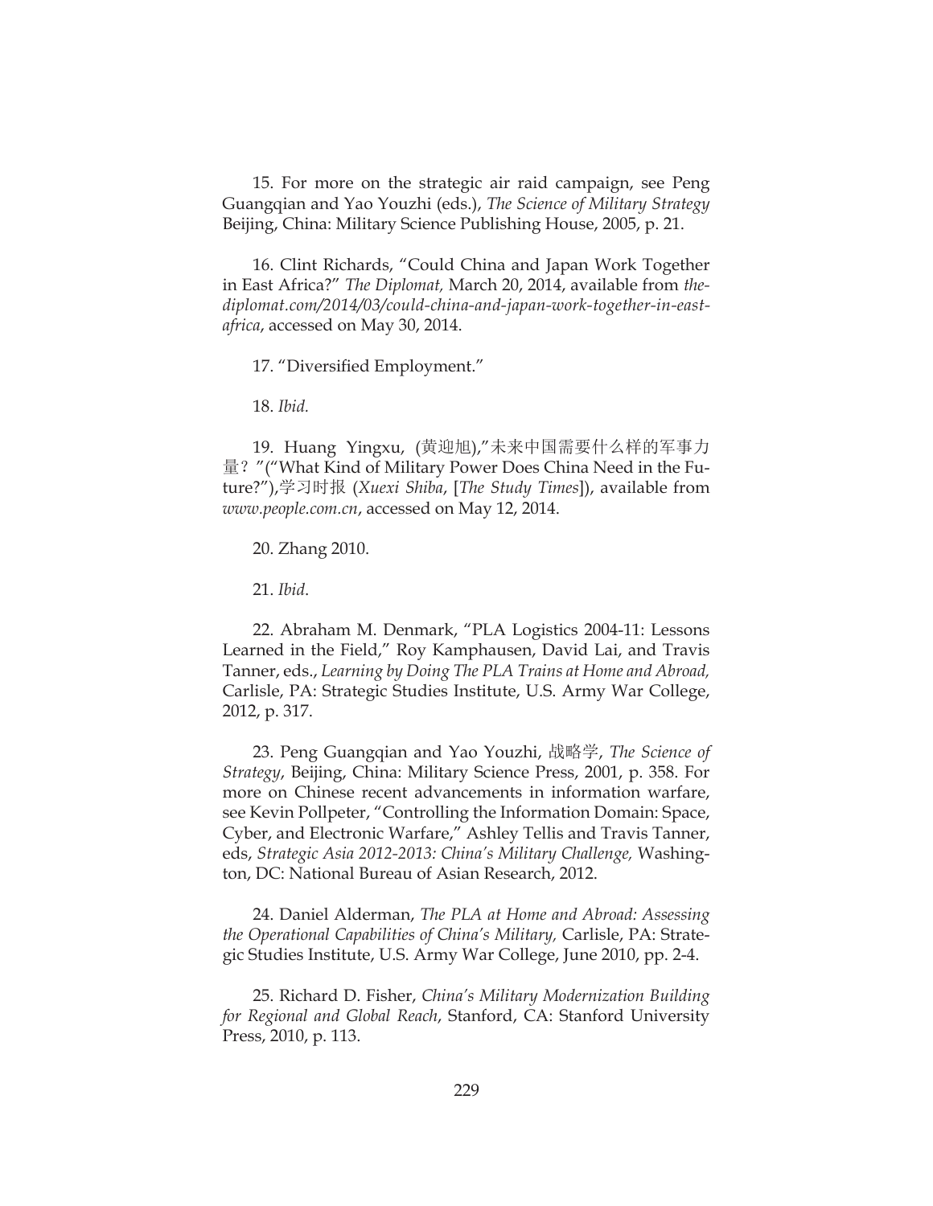15. For more on the strategic air raid campaign, see Peng Guangqian and Yao Youzhi (eds.), *The Science of Military Strategy* Beijing, China: Military Science Publishing House, 2005, p. 21.

16. Clint Richards, "Could China and Japan Work Together in East Africa?" *The Diplomat,* March 20, 2014, available from *thediplomat.com/2014/03/could-china-and-japan-work-together-in-east-africa*, accessed on May 30, 2014.

17. "Diversified Employment."

18. *Ibid.*

19. Huang Yingxu, (黄迎旭),"未来中国需要什么样的军事力量？"("What Kind of Military Power Does China Need in the Future?"),学习时报 (*Xuexi Shiba*, [*The Study Times*]), available from *www.people.com.cn*, accessed on May 12, 2014.

20. Zhang 2010.

21. *Ibid.*

22. Abraham M. Denmark, "PLA Logistics 2004-11: Lessons Learned in the Field," Roy Kamphausen, David Lai, and Travis Tanner, eds., *Learning by Doing The PLA Trains at Home and Abroad,* Carlisle, PA: Strategic Studies Institute, U.S. Army War College, 2012, p. 317.

23. Peng Guangqian and Yao Youzhi, 战略学, *The Science of Strategy*, Beijing, China: Military Science Press, 2001, p. 358. For more on Chinese recent advancements in information warfare, see Kevin Pollpeter, "Controlling the Information Domain: Space, Cyber, and Electronic Warfare," Ashley Tellis and Travis Tanner, eds, *Strategic Asia 2012-2013: China's Military Challenge,* Washington, DC: National Bureau of Asian Research, 2012.

24. Daniel Alderman, *The PLA at Home and Abroad: Assessing the Operational Capabilities of China's Military,* Carlisle, PA: Strategic Studies Institute, U.S. Army War College, June 2010, pp. 2-4.

25. Richard D. Fisher, *China's Military Modernization Building for Regional and Global Reach*, Stanford, CA: Stanford University Press, 2010, p. 113.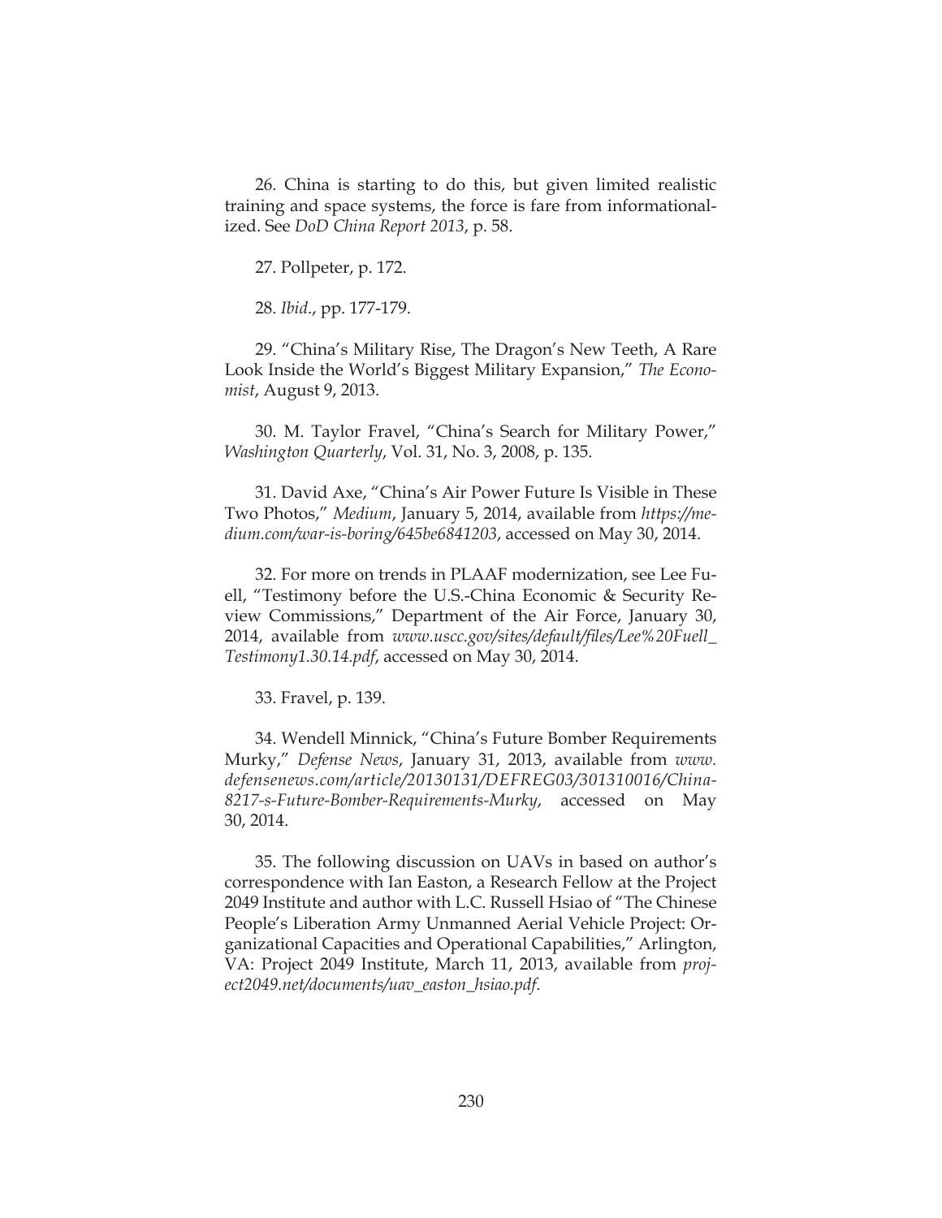26. China is starting to do this, but given limited realistic training and space systems, the force is fare from informationalized. See *DoD China Report 2013*, p. 58.

27. Pollpeter, p. 172.

28. *Ibid*., pp. 177-179.

29. "China's Military Rise, The Dragon's New Teeth, A Rare Look Inside the World's Biggest Military Expansion," *The Economist*, August 9, 2013.

30. M. Taylor Fravel, "China's Search for Military Power," *Washington Quarterly*, Vol. 31, No. 3, 2008, p. 135.

31. David Axe, "China's Air Power Future Is Visible in These Two Photos," *Medium*, January 5, 2014, available from *https://medium.com/war-is-boring/645be6841203*, accessed on May 30, 2014.

32. For more on trends in PLAAF modernization, see Lee Fuell, "Testimony before the U.S.-China Economic & Security Review Commissions," Department of the Air Force, January 30, 2014, available from *www.uscc.gov/sites/default/files/Lee%20Fuell_Testimony1.30.14.pdf*, accessed on May 30, 2014.

33. Fravel, p. 139.

34. Wendell Minnick, "China's Future Bomber Requirements Murky," *Defense News*, January 31, 2013, available from *www.defensenews.com/article/20130131/DEFREG03/301310016/China-8217-s-Future-Bomber-Requirements-Murky*, accessed on May 30, 2014.

35. The following discussion on UAVs in based on author's correspondence with Ian Easton, a Research Fellow at the Project 2049 Institute and author with L.C. Russell Hsiao of "The Chinese People's Liberation Army Unmanned Aerial Vehicle Project: Organizational Capacities and Operational Capabilities," Arlington, VA: Project 2049 Institute, March 11, 2013, available from *project2049.net/documents/uav_easton_hsiao.pdf*.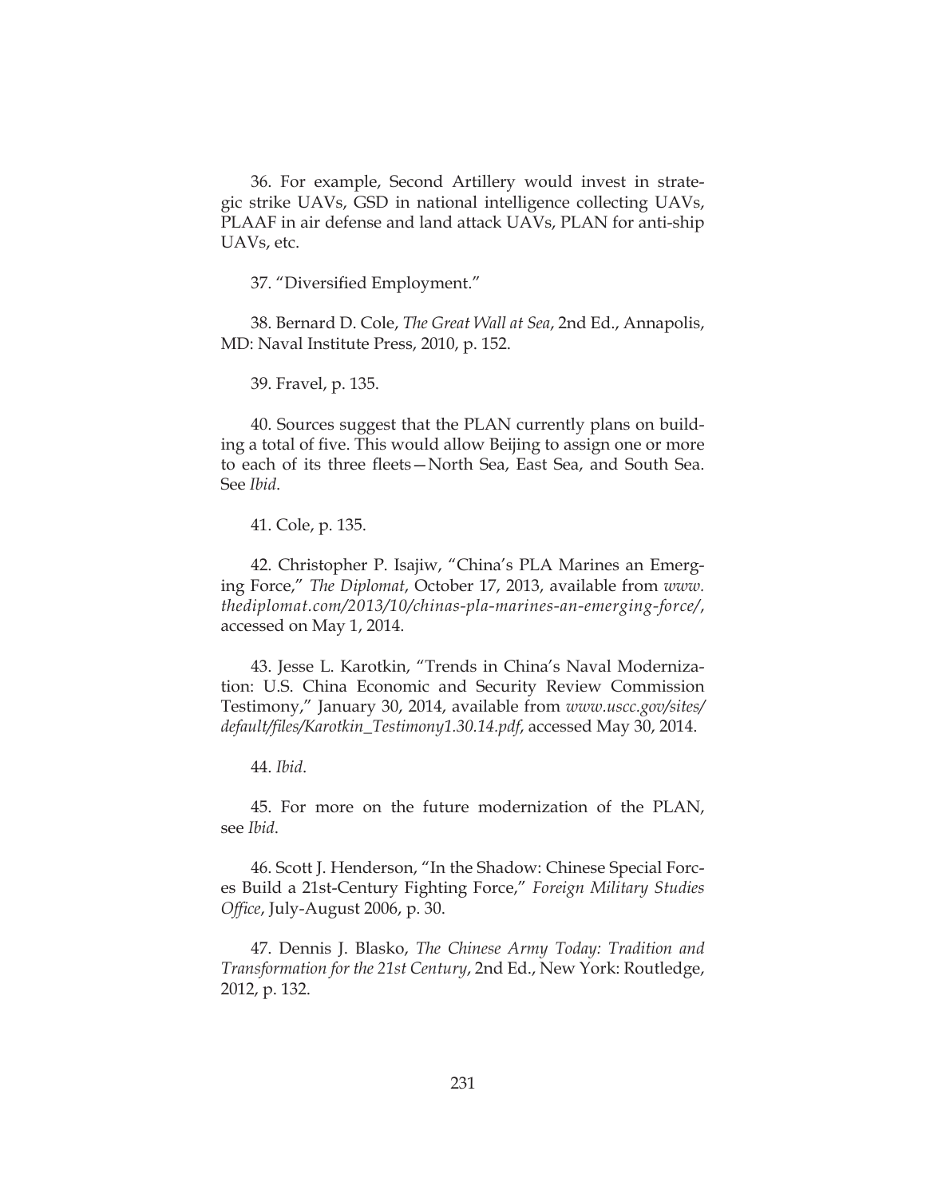36. For example, Second Artillery would invest in strategic strike UAVs, GSD in national intelligence collecting UAVs, PLAAF in air defense and land attack UAVs, PLAN for anti-ship UAVs, etc.

37. "Diversified Employment."

38. Bernard D. Cole, *The Great Wall at Sea*, 2nd Ed., Annapolis, MD: Naval Institute Press, 2010, p. 152.

39. Fravel, p. 135.

40. Sources suggest that the PLAN currently plans on building a total of five. This would allow Beijing to assign one or more to each of its three fleets—North Sea, East Sea, and South Sea. See *Ibid*.

41. Cole, p. 135.

42. Christopher P. Isajiw, "China's PLA Marines an Emerging Force," *The Diplomat*, October 17, 2013, available from *www.thediplomat.com/2013/10/chinas-pla-marines-an-emerging-force/*, accessed on May 1, 2014.

43. Jesse L. Karotkin, "Trends in China's Naval Modernization: U.S. China Economic and Security Review Commission Testimony," January 30, 2014, available from *www.uscc.gov/sites/default/files/Karotkin_Testimony1.30.14.pdf*, accessed May 30, 2014.

44. *Ibid*.

45. For more on the future modernization of the PLAN, see *Ibid*.

46. Scott J. Henderson, "In the Shadow: Chinese Special Forces Build a 21st-Century Fighting Force," *Foreign Military Studies Office*, July-August 2006, p. 30.

47. Dennis J. Blasko, *The Chinese Army Today: Tradition and Transformation for the 21st Century*, 2nd Ed., New York: Routledge, 2012, p. 132.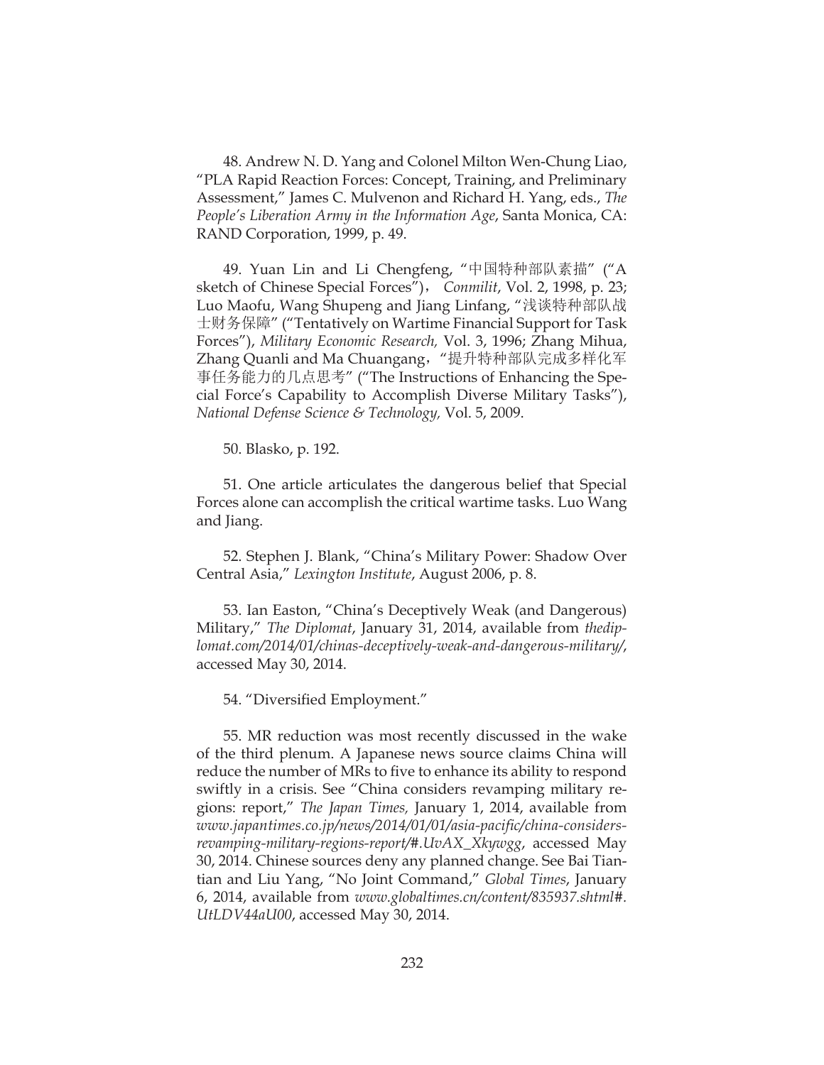48. Andrew N. D. Yang and Colonel Milton Wen-Chung Liao, "PLA Rapid Reaction Forces: Concept, Training, and Preliminary Assessment," James C. Mulvenon and Richard H. Yang, eds., *The People's Liberation Army in the Information Age*, Santa Monica, CA: RAND Corporation, 1999, p. 49.

49. Yuan Lin and Li Chengfeng, "中国特种部队素描" ("A sketch of Chinese Special Forces")， *Conmilit*, Vol. 2, 1998, p. 23; Luo Maofu, Wang Shupeng and Jiang Linfang, "浅谈特种部队战士财务保障" ("Tentatively on Wartime Financial Support for Task Forces"), *Military Economic Research,* Vol. 3, 1996; Zhang Mihua, Zhang Quanli and Ma Chuangang，"提升特种部队完成多样化军事任务能力的几点思考" ("The Instructions of Enhancing the Special Force's Capability to Accomplish Diverse Military Tasks"), *National Defense Science & Technology,* Vol. 5, 2009.

50. Blasko, p. 192.

51. One article articulates the dangerous belief that Special Forces alone can accomplish the critical wartime tasks. Luo Wang and Jiang.

52. Stephen J. Blank, "China's Military Power: Shadow Over Central Asia," *Lexington Institute*, August 2006, p. 8.

53. Ian Easton, "China's Deceptively Weak (and Dangerous) Military," *The Diplomat*, January 31, 2014, available from *thediplomat.com/2014/01/chinas-deceptively-weak-and-dangerous-military/*, accessed May 30, 2014.

54. "Diversified Employment."

55. MR reduction was most recently discussed in the wake of the third plenum. A Japanese news source claims China will reduce the number of MRs to five to enhance its ability to respond swiftly in a crisis. See "China considers revamping military regions: report," *The Japan Times,* January 1, 2014, available from *www.japantimes.co.jp/news/2014/01/01/asia-pacific/china-considers-revamping-military-regions-report/#.UvAX_Xkywgg*, accessed May 30, 2014. Chinese sources deny any planned change. See Bai Tiantian and Liu Yang, "No Joint Command," *Global Times*, January 6, 2014, available from *www.globaltimes.cn/content/835937.shtml#.UtLDV44aU00*, accessed May 30, 2014.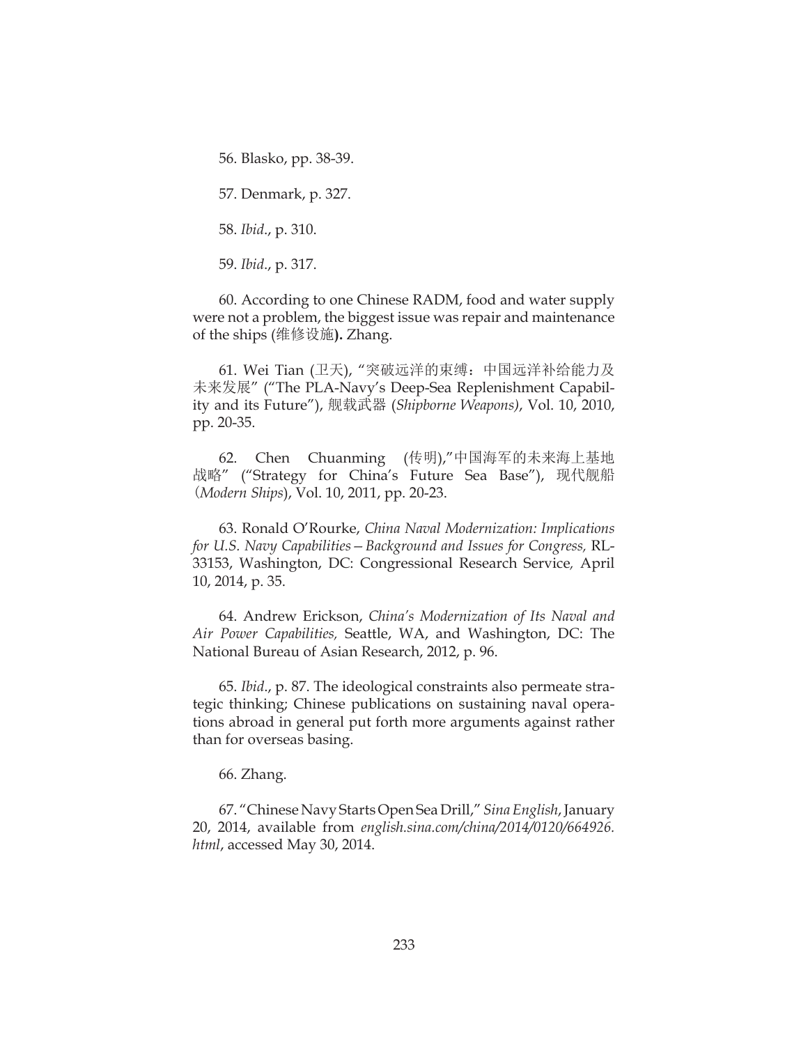56. Blasko, pp. 38-39.

57. Denmark, p. 327.

58. *Ibid*., p. 310.

59. *Ibid*., p. 317.

60. According to one Chinese RADM, food and water supply were not a problem, the biggest issue was repair and maintenance of the ships (维修设施**).** Zhang.

61. Wei Tian (卫天), "突破远洋的束缚：中国远洋补给能力及未来发展" ("The PLA-Navy's Deep-Sea Replenishment Capability and its Future"), 舰载武器 (*Shipborne Weapons)*, Vol. 10, 2010, pp. 20-35.

62. Chen Chuanming (传明),"中国海军的未来海上基地战略" ("Strategy for China's Future Sea Base"), 现代舰船 (*Modern Ships*), Vol. 10, 2011, pp. 20-23.

63. Ronald O'Rourke, *China Naval Modernization: Implications for U.S. Navy Capabilities—Background and Issues for Congress,* RL-33153, Washington, DC: Congressional Research Service*,* April 10, 2014, p. 35.

64. Andrew Erickson, *China's Modernization of Its Naval and Air Power Capabilities,* Seattle, WA, and Washington, DC: The National Bureau of Asian Research, 2012, p. 96.

65. *Ibid*., p. 87. The ideological constraints also permeate strategic thinking; Chinese publications on sustaining naval operations abroad in general put forth more arguments against rather than for overseas basing.

66. Zhang.

67. "Chinese Navy Starts Open Sea Drill," *Sina English*, January 20, 2014, available from *english.sina.com/china/2014/0120/664926.html*, accessed May 30, 2014.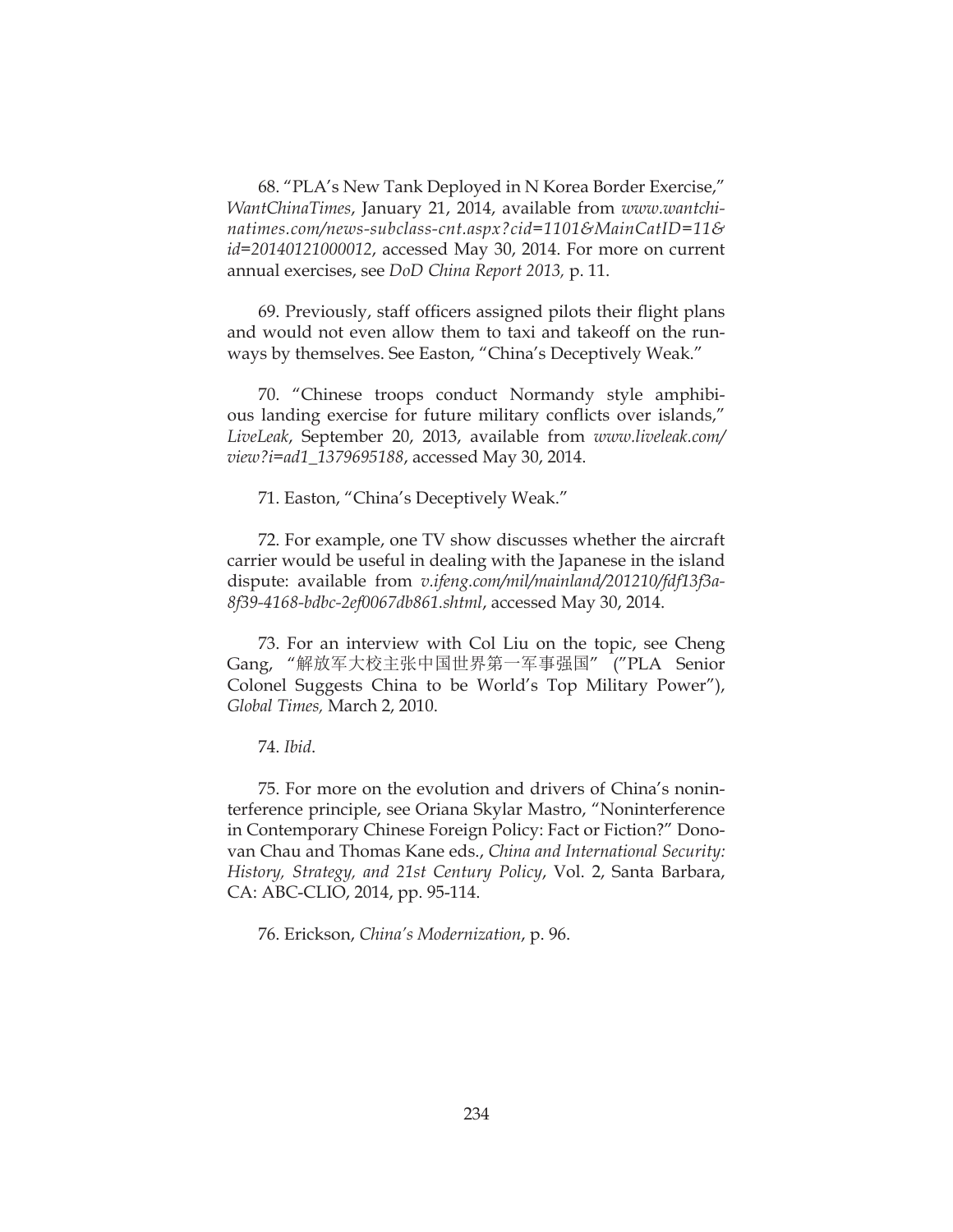68. "PLA's New Tank Deployed in N Korea Border Exercise," *WantChinaTimes*, January 21, 2014, available from *www.wantchinatimes.com/news-subclass-cnt.aspx?cid=1101&MainCatID=11&id=20140121000012*, accessed May 30, 2014. For more on current annual exercises, see *DoD China Report 2013,* p. 11.

69. Previously, staff officers assigned pilots their flight plans and would not even allow them to taxi and takeoff on the runways by themselves. See Easton, "China's Deceptively Weak."

70. "Chinese troops conduct Normandy style amphibious landing exercise for future military conflicts over islands," *LiveLeak*, September 20, 2013, available from *www.liveleak.com/view?i=ad1_1379695188*, accessed May 30, 2014.

71. Easton, "China's Deceptively Weak."

72. For example, one TV show discusses whether the aircraft carrier would be useful in dealing with the Japanese in the island dispute: available from *v.ifeng.com/mil/mainland/201210/fdf13f3a-8f39-4168-bdbc-2ef0067db861.shtml*, accessed May 30, 2014.

73. For an interview with Col Liu on the topic, see Cheng Gang, "解放军大校主张中国世界第一军事强国" ("PLA Senior Colonel Suggests China to be World's Top Military Power"), *Global Times,* March 2, 2010.

74. *Ibid*.

75. For more on the evolution and drivers of China's noninterference principle, see Oriana Skylar Mastro, "Noninterference in Contemporary Chinese Foreign Policy: Fact or Fiction?" Donovan Chau and Thomas Kane eds., *China and International Security: History, Strategy, and 21st Century Policy*, Vol. 2, Santa Barbara, CA: ABC-CLIO, 2014, pp. 95-114.

76. Erickson, *China's Modernization*, p. 96.